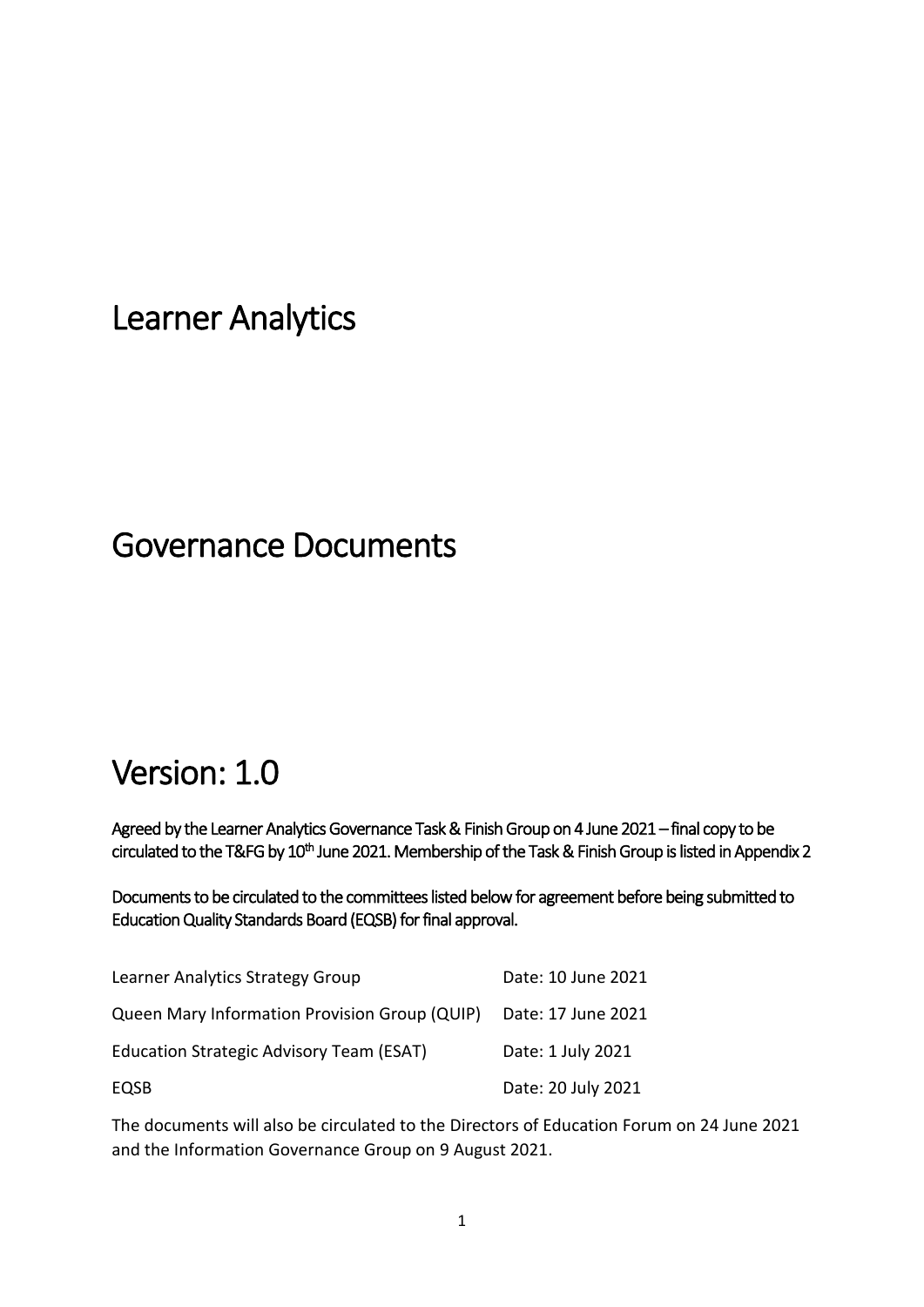# Learner Analytics

# Governance Documents

# Version: 1.0

**Agreed by the Learner Analytics Governance Task & Finish Group on 4 June 2021 – final copy to be circulated to the T&FG by 10th June 2021. Membership of the Task & Finish Group is listed in Appendix 2**

**Documents to be circulated to the committees listed below for agreement before being submitted to Education Quality Standards Board (EQSB) for final approval.**

| | |
|---|---|
| Learner Analytics Strategy Group | Date: 10 June 2021 |
| Queen Mary Information Provision Group (QUIP) | Date: 17 June 2021 |
| Education Strategic Advisory Team (ESAT) | Date: 1 July 2021 |
| EQSB | Date: 20 July 2021 |

The documents will also be circulated to the Directors of Education Forum on 24 June 2021 and the Information Governance Group on 9 August 2021.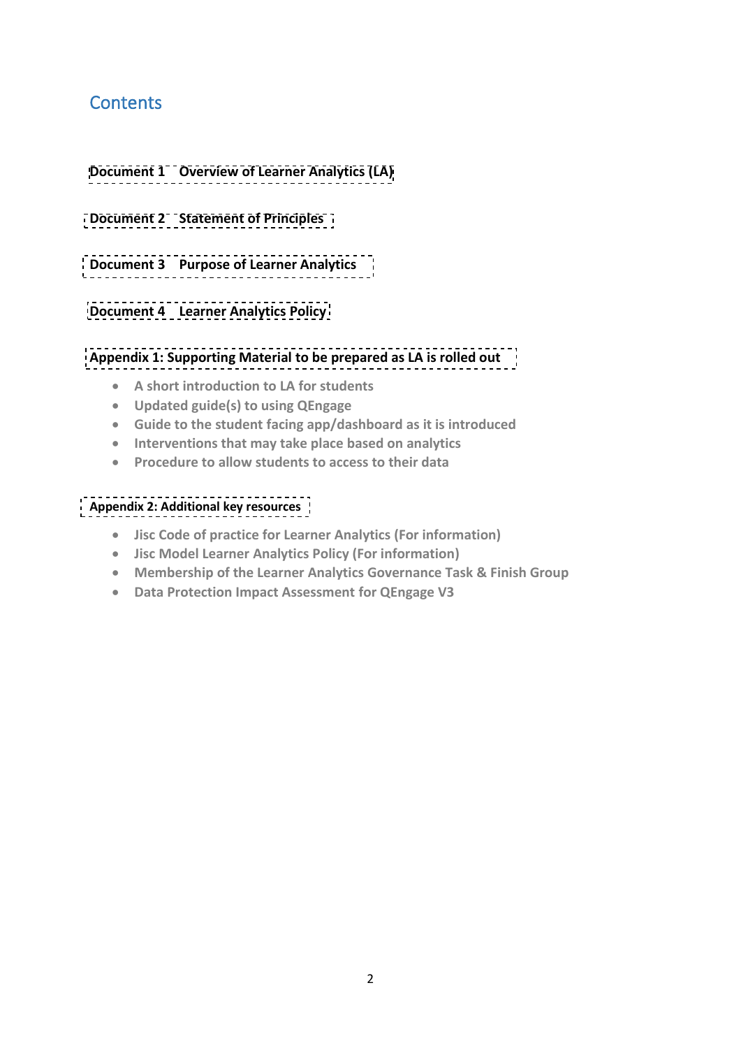# Contents

**Document 1 Overview of Learner Analytics (LA)**

**Document 2 Statement of Principles**

**Document 3 Purpose of Learner Analytics**

**Document 4 Learner Analytics Policy**

**Appendix 1: Supporting Material to be prepared as LA is rolled out**

- **A short introduction to LA for students**
- **Updated guide(s) to using QEngage**
- **Guide to the student facing app/dashboard as it is introduced**
- **Interventions that may take place based on analytics**
- **Procedure to allow students to access to their data**

**Appendix 2: Additional key resources**

- **Jisc Code of practice for Learner Analytics (For information)**
- **Jisc Model Learner Analytics Policy (For information)**
- **Membership of the Learner Analytics Governance Task & Finish Group**
- **Data Protection Impact Assessment for QEngage V3**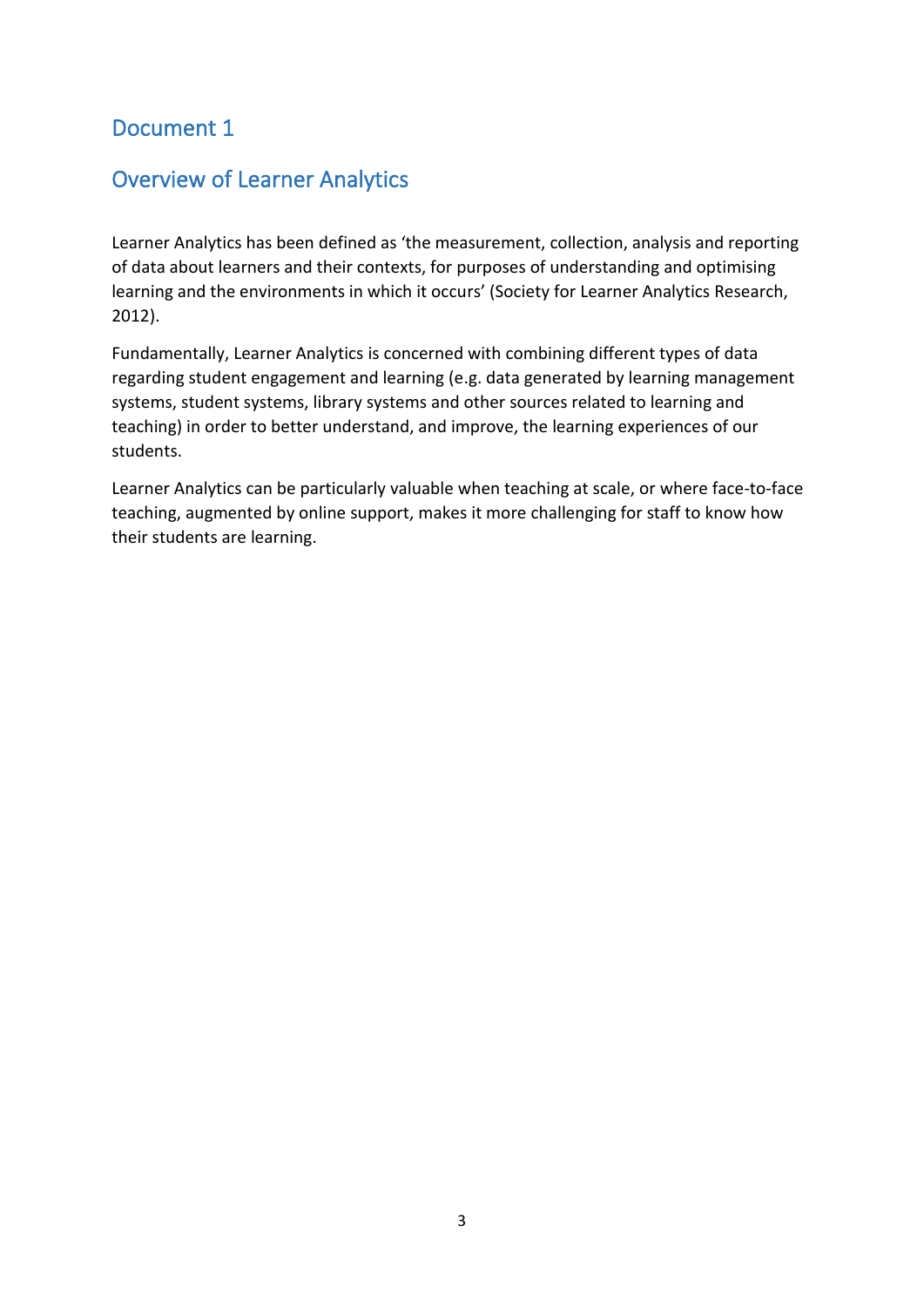## Document 1

## Overview of Learner Analytics

Learner Analytics has been defined as 'the measurement, collection, analysis and reporting of data about learners and their contexts, for purposes of understanding and optimising learning and the environments in which it occurs' (Society for Learner Analytics Research, 2012).

Fundamentally, Learner Analytics is concerned with combining different types of data regarding student engagement and learning (e.g. data generated by learning management systems, student systems, library systems and other sources related to learning and teaching) in order to better understand, and improve, the learning experiences of our students.

Learner Analytics can be particularly valuable when teaching at scale, or where face-to-face teaching, augmented by online support, makes it more challenging for staff to know how their students are learning.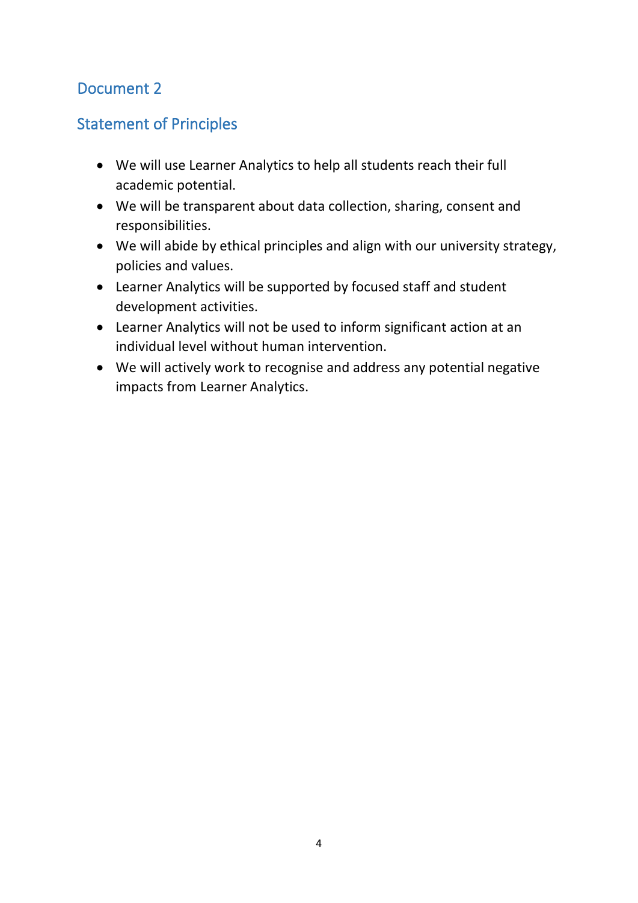## Document 2

## Statement of Principles

- We will use Learner Analytics to help all students reach their full academic potential.
- We will be transparent about data collection, sharing, consent and responsibilities.
- We will abide by ethical principles and align with our university strategy, policies and values.
- Learner Analytics will be supported by focused staff and student development activities.
- Learner Analytics will not be used to inform significant action at an individual level without human intervention.
- We will actively work to recognise and address any potential negative impacts from Learner Analytics.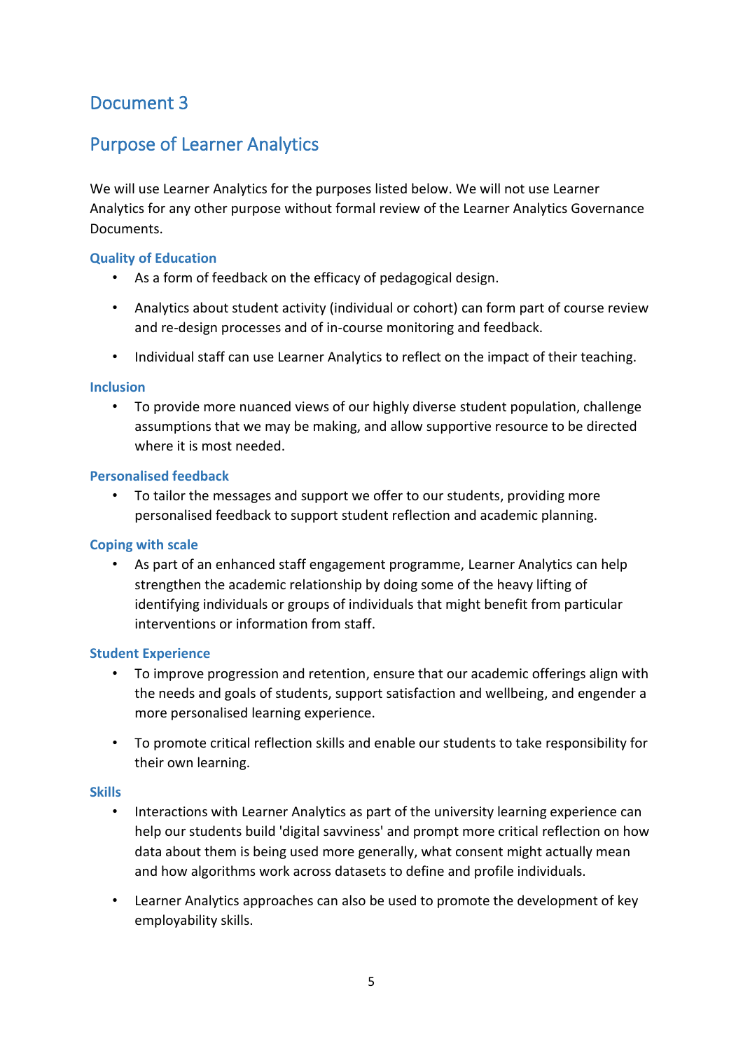# Document 3

## Purpose of Learner Analytics

We will use Learner Analytics for the purposes listed below. We will not use Learner Analytics for any other purpose without formal review of the Learner Analytics Governance Documents.

### Quality of Education

- As a form of feedback on the efficacy of pedagogical design.
- Analytics about student activity (individual or cohort) can form part of course review and re-design processes and of in-course monitoring and feedback.
- Individual staff can use Learner Analytics to reflect on the impact of their teaching.

### Inclusion

- To provide more nuanced views of our highly diverse student population, challenge assumptions that we may be making, and allow supportive resource to be directed where it is most needed.

### Personalised feedback

- To tailor the messages and support we offer to our students, providing more personalised feedback to support student reflection and academic planning.

### Coping with scale

- As part of an enhanced staff engagement programme, Learner Analytics can help strengthen the academic relationship by doing some of the heavy lifting of identifying individuals or groups of individuals that might benefit from particular interventions or information from staff.

### Student Experience

- To improve progression and retention, ensure that our academic offerings align with the needs and goals of students, support satisfaction and wellbeing, and engender a more personalised learning experience.
- To promote critical reflection skills and enable our students to take responsibility for their own learning.

### Skills

- Interactions with Learner Analytics as part of the university learning experience can help our students build 'digital savviness' and prompt more critical reflection on how data about them is being used more generally, what consent might actually mean and how algorithms work across datasets to define and profile individuals.
- Learner Analytics approaches can also be used to promote the development of key employability skills.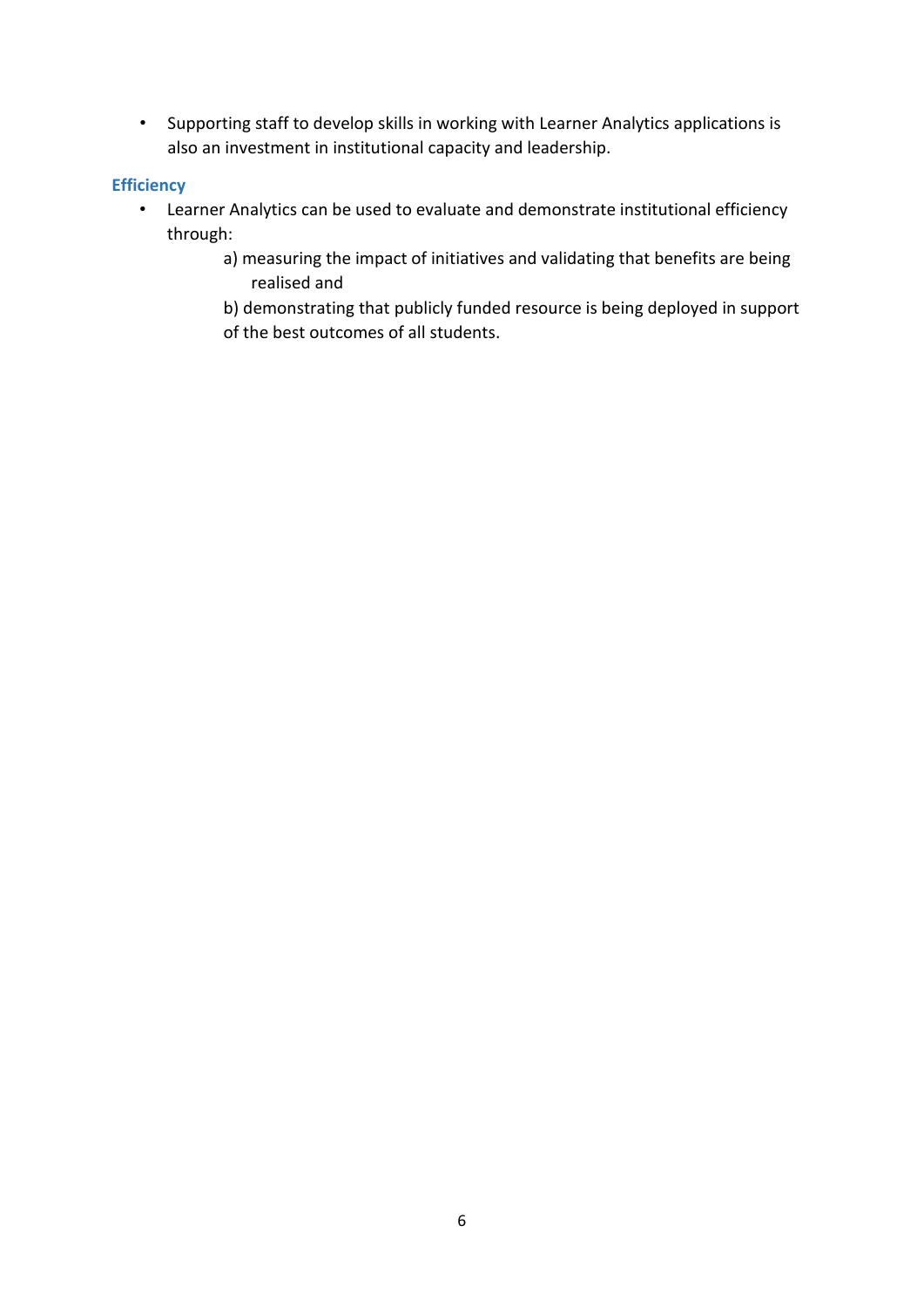- Supporting staff to develop skills in working with Learner Analytics applications is also an investment in institutional capacity and leadership.

### Efficiency

- Learner Analytics can be used to evaluate and demonstrate institutional efficiency through:

  a) measuring the impact of initiatives and validating that benefits are being realised and

  b) demonstrating that publicly funded resource is being deployed in support of the best outcomes of all students.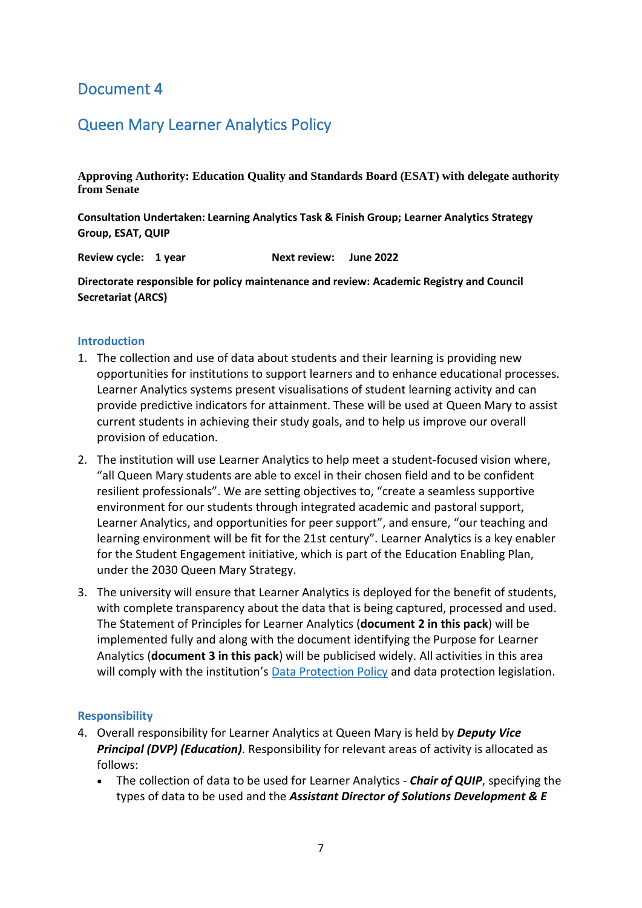# Document 4

# Queen Mary Learner Analytics Policy

**Approving Authority: Education Quality and Standards Board (ESAT) with delegate authority from Senate**

**Consultation Undertaken: Learning Analytics Task & Finish Group; Learner Analytics Strategy Group, ESAT, QUIP**

**Review cycle: 1 year** **Next review: June 2022**

**Directorate responsible for policy maintenance and review: Academic Registry and Council Secretariat (ARCS)**

### Introduction

1. The collection and use of data about students and their learning is providing new opportunities for institutions to support learners and to enhance educational processes. Learner Analytics systems present visualisations of student learning activity and can provide predictive indicators for attainment. These will be used at Queen Mary to assist current students in achieving their study goals, and to help us improve our overall provision of education.
2. The institution will use Learner Analytics to help meet a student-focused vision where, "all Queen Mary students are able to excel in their chosen field and to be confident resilient professionals". We are setting objectives to, "create a seamless supportive environment for our students through integrated academic and pastoral support, Learner Analytics, and opportunities for peer support", and ensure, "our teaching and learning environment will be fit for the 21st century". Learner Analytics is a key enabler for the Student Engagement initiative, which is part of the Education Enabling Plan, under the 2030 Queen Mary Strategy.
3. The university will ensure that Learner Analytics is deployed for the benefit of students, with complete transparency about the data that is being captured, processed and used. The Statement of Principles for Learner Analytics (**document 2 in this pack**) will be implemented fully and along with the document identifying the Purpose for Learner Analytics (**document 3 in this pack**) will be publicised widely. All activities in this area will comply with the institution's [Data Protection Policy](#) and data protection legislation.

### Responsibility

4. Overall responsibility for Learner Analytics at Queen Mary is held by ***Deputy Vice Principal (DVP) (Education)***. Responsibility for relevant areas of activity is allocated as follows:
   - The collection of data to be used for Learner Analytics - ***Chair of QUIP***, specifying the types of data to be used and the ***Assistant Director of Solutions Development & E***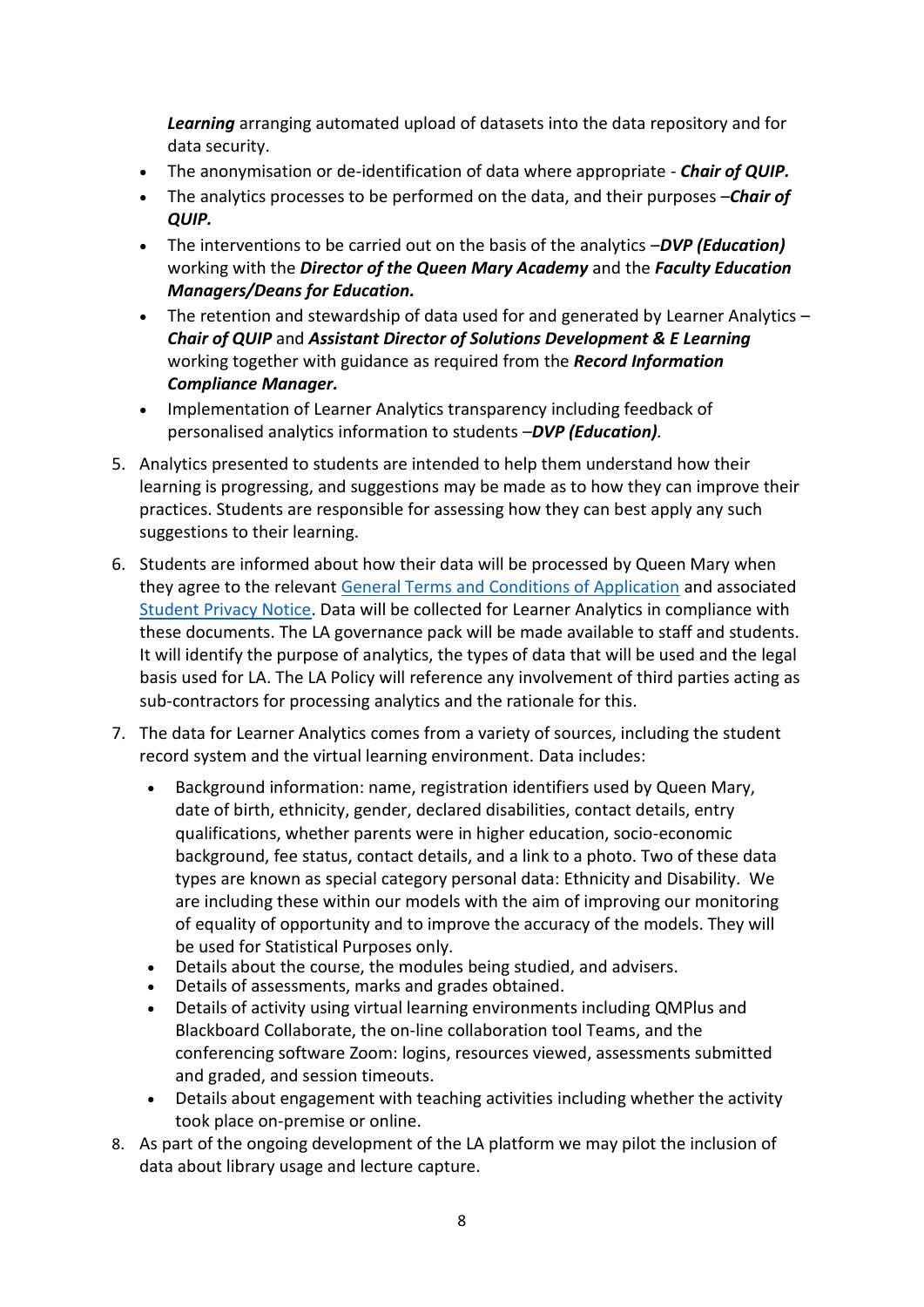***Learning*** arranging automated upload of datasets into the data repository and for data security.

- The anonymisation or de-identification of data where appropriate - ***Chair of QUIP.***
- The analytics processes to be performed on the data, and their purposes –***Chair of QUIP.***
- The interventions to be carried out on the basis of the analytics –***DVP (Education)*** working with the ***Director of the Queen Mary Academy*** and the ***Faculty Education Managers/Deans for Education.***
- The retention and stewardship of data used for and generated by Learner Analytics – ***Chair of QUIP*** and ***Assistant Director of Solutions Development & E Learning*** working together with guidance as required from the ***Record Information Compliance Manager.***
- Implementation of Learner Analytics transparency including feedback of personalised analytics information to students –***DVP (Education)****.*

5. Analytics presented to students are intended to help them understand how their learning is progressing, and suggestions may be made as to how they can improve their practices. Students are responsible for assessing how they can best apply any such suggestions to their learning.
6. Students are informed about how their data will be processed by Queen Mary when they agree to the relevant General Terms and Conditions of Application and associated Student Privacy Notice. Data will be collected for Learner Analytics in compliance with these documents. The LA governance pack will be made available to staff and students. It will identify the purpose of analytics, the types of data that will be used and the legal basis used for LA. The LA Policy will reference any involvement of third parties acting as sub-contractors for processing analytics and the rationale for this.
7. The data for Learner Analytics comes from a variety of sources, including the student record system and the virtual learning environment. Data includes:
   - Background information: name, registration identifiers used by Queen Mary, date of birth, ethnicity, gender, declared disabilities, contact details, entry qualifications, whether parents were in higher education, socio-economic background, fee status, contact details, and a link to a photo. Two of these data types are known as special category personal data: Ethnicity and Disability. We are including these within our models with the aim of improving our monitoring of equality of opportunity and to improve the accuracy of the models. They will be used for Statistical Purposes only.
   - Details about the course, the modules being studied, and advisers.
   - Details of assessments, marks and grades obtained.
   - Details of activity using virtual learning environments including QMPlus and Blackboard Collaborate, the on-line collaboration tool Teams, and the conferencing software Zoom: logins, resources viewed, assessments submitted and graded, and session timeouts.
   - Details about engagement with teaching activities including whether the activity took place on-premise or online.
8. As part of the ongoing development of the LA platform we may pilot the inclusion of data about library usage and lecture capture.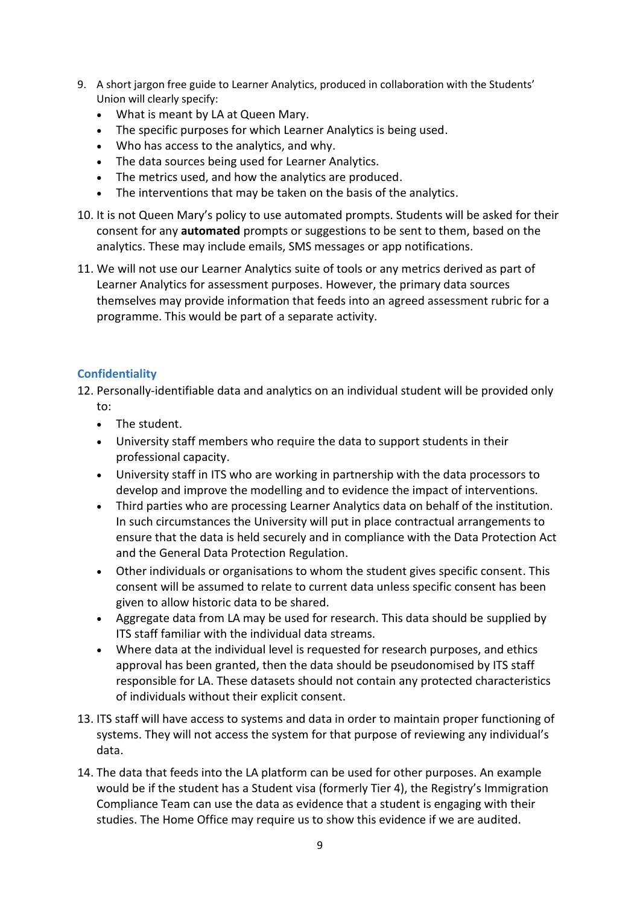9. A short jargon free guide to Learner Analytics, produced in collaboration with the Students' Union will clearly specify:
   - What is meant by LA at Queen Mary.
   - The specific purposes for which Learner Analytics is being used.
   - Who has access to the analytics, and why.
   - The data sources being used for Learner Analytics.
   - The metrics used, and how the analytics are produced.
   - The interventions that may be taken on the basis of the analytics.
10. It is not Queen Mary's policy to use automated prompts. Students will be asked for their consent for any **automated** prompts or suggestions to be sent to them, based on the analytics. These may include emails, SMS messages or app notifications.
11. We will not use our Learner Analytics suite of tools or any metrics derived as part of Learner Analytics for assessment purposes. However, the primary data sources themselves may provide information that feeds into an agreed assessment rubric for a programme. This would be part of a separate activity.

### Confidentiality

12. Personally-identifiable data and analytics on an individual student will be provided only to:
    - The student.
    - University staff members who require the data to support students in their professional capacity.
    - University staff in ITS who are working in partnership with the data processors to develop and improve the modelling and to evidence the impact of interventions.
    - Third parties who are processing Learner Analytics data on behalf of the institution. In such circumstances the University will put in place contractual arrangements to ensure that the data is held securely and in compliance with the Data Protection Act and the General Data Protection Regulation.
    - Other individuals or organisations to whom the student gives specific consent. This consent will be assumed to relate to current data unless specific consent has been given to allow historic data to be shared.
    - Aggregate data from LA may be used for research. This data should be supplied by ITS staff familiar with the individual data streams.
    - Where data at the individual level is requested for research purposes, and ethics approval has been granted, then the data should be pseudonomised by ITS staff responsible for LA. These datasets should not contain any protected characteristics of individuals without their explicit consent.
13. ITS staff will have access to systems and data in order to maintain proper functioning of systems. They will not access the system for that purpose of reviewing any individual's data.
14. The data that feeds into the LA platform can be used for other purposes. An example would be if the student has a Student visa (formerly Tier 4), the Registry's Immigration Compliance Team can use the data as evidence that a student is engaging with their studies. The Home Office may require us to show this evidence if we are audited.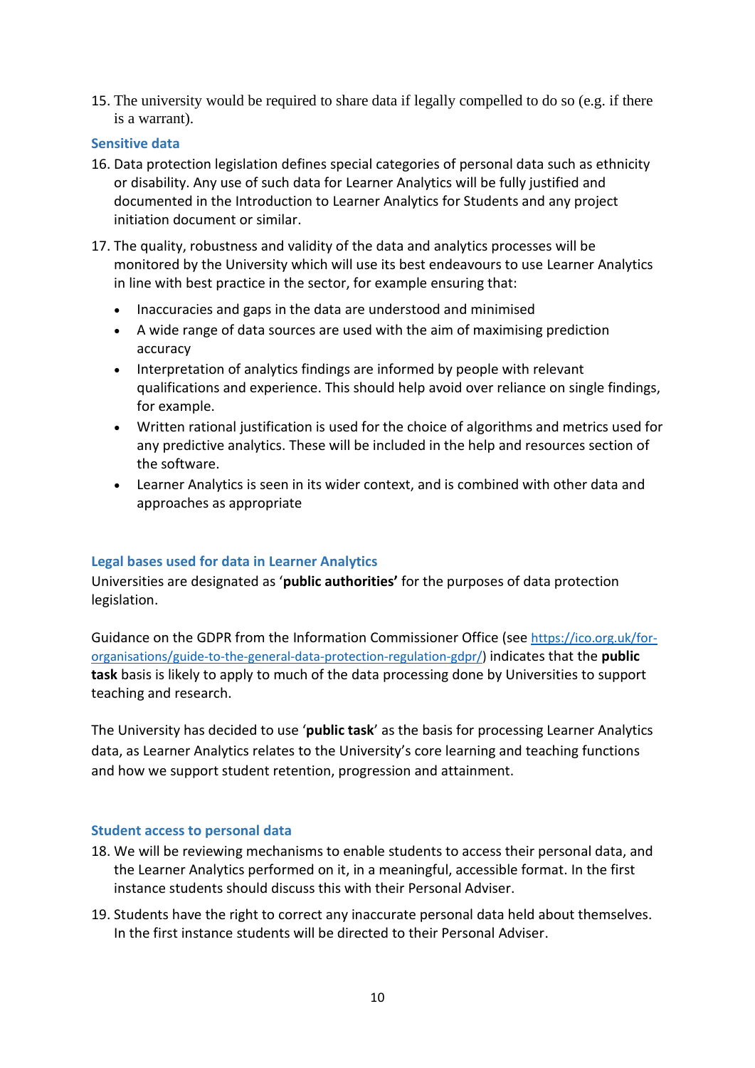15. The university would be required to share data if legally compelled to do so (e.g. if there is a warrant).

### Sensitive data

16. Data protection legislation defines special categories of personal data such as ethnicity or disability. Any use of such data for Learner Analytics will be fully justified and documented in the Introduction to Learner Analytics for Students and any project initiation document or similar.

17. The quality, robustness and validity of the data and analytics processes will be monitored by the University which will use its best endeavours to use Learner Analytics in line with best practice in the sector, for example ensuring that:

    - Inaccuracies and gaps in the data are understood and minimised
    - A wide range of data sources are used with the aim of maximising prediction accuracy
    - Interpretation of analytics findings are informed by people with relevant qualifications and experience. This should help avoid over reliance on single findings, for example.
    - Written rational justification is used for the choice of algorithms and metrics used for any predictive analytics. These will be included in the help and resources section of the software.
    - Learner Analytics is seen in its wider context, and is combined with other data and approaches as appropriate

### Legal bases used for data in Learner Analytics

Universities are designated as '**public authorities'** for the purposes of data protection legislation.

Guidance on the GDPR from the Information Commissioner Office (see https://ico.org.uk/for-organisations/guide-to-the-general-data-protection-regulation-gdpr/) indicates that the **public task** basis is likely to apply to much of the data processing done by Universities to support teaching and research.

The University has decided to use '**public task**' as the basis for processing Learner Analytics data, as Learner Analytics relates to the University's core learning and teaching functions and how we support student retention, progression and attainment.

### Student access to personal data

18. We will be reviewing mechanisms to enable students to access their personal data, and the Learner Analytics performed on it, in a meaningful, accessible format. In the first instance students should discuss this with their Personal Adviser.

19. Students have the right to correct any inaccurate personal data held about themselves. In the first instance students will be directed to their Personal Adviser.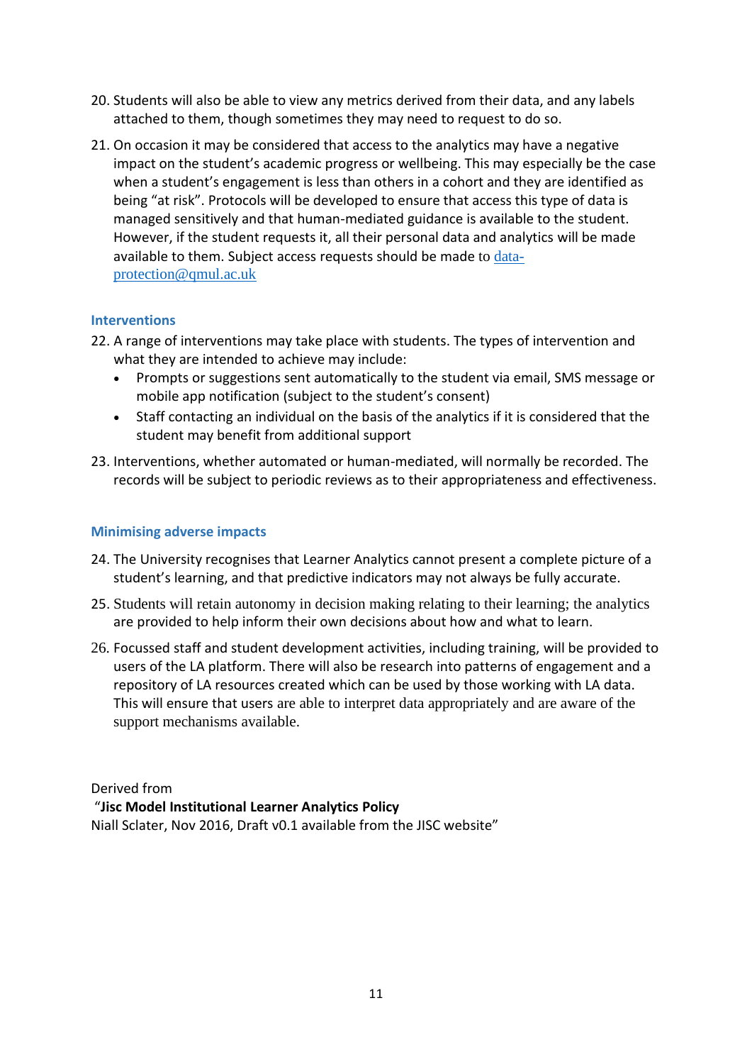20. Students will also be able to view any metrics derived from their data, and any labels attached to them, though sometimes they may need to request to do so.

21. On occasion it may be considered that access to the analytics may have a negative impact on the student's academic progress or wellbeing. This may especially be the case when a student's engagement is less than others in a cohort and they are identified as being "at risk". Protocols will be developed to ensure that access this type of data is managed sensitively and that human-mediated guidance is available to the student. However, if the student requests it, all their personal data and analytics will be made available to them. Subject access requests should be made to data-protection@qmul.ac.uk

### Interventions

22. A range of interventions may take place with students. The types of intervention and what they are intended to achieve may include:
    - Prompts or suggestions sent automatically to the student via email, SMS message or mobile app notification (subject to the student's consent)
    - Staff contacting an individual on the basis of the analytics if it is considered that the student may benefit from additional support

23. Interventions, whether automated or human-mediated, will normally be recorded. The records will be subject to periodic reviews as to their appropriateness and effectiveness.

### Minimising adverse impacts

24. The University recognises that Learner Analytics cannot present a complete picture of a student's learning, and that predictive indicators may not always be fully accurate.

25. Students will retain autonomy in decision making relating to their learning; the analytics are provided to help inform their own decisions about how and what to learn.

26. Focussed staff and student development activities, including training, will be provided to users of the LA platform. There will also be research into patterns of engagement and a repository of LA resources created which can be used by those working with LA data. This will ensure that users are able to interpret data appropriately and are aware of the support mechanisms available.

Derived from
"**Jisc Model Institutional Learner Analytics Policy**
Niall Sclater, Nov 2016, Draft v0.1 available from the JISC website"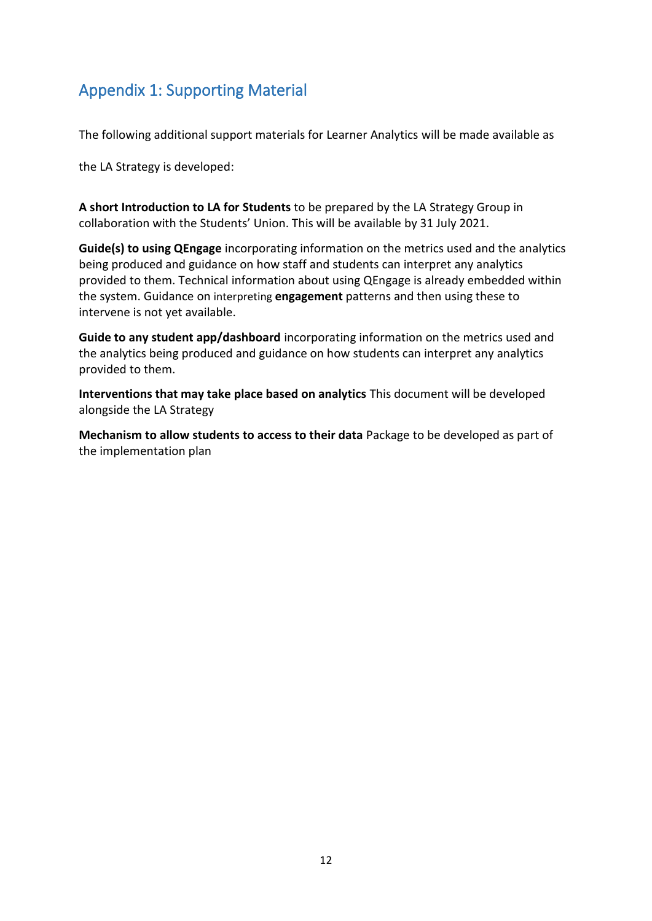## Appendix 1: Supporting Material

The following additional support materials for Learner Analytics will be made available as

the LA Strategy is developed:

**A short Introduction to LA for Students** to be prepared by the LA Strategy Group in collaboration with the Students' Union. This will be available by 31 July 2021.

**Guide(s) to using QEngage** incorporating information on the metrics used and the analytics being produced and guidance on how staff and students can interpret any analytics provided to them. Technical information about using QEngage is already embedded within the system. Guidance on interpreting **engagement** patterns and then using these to intervene is not yet available.

**Guide to any student app/dashboard** incorporating information on the metrics used and the analytics being produced and guidance on how students can interpret any analytics provided to them.

**Interventions that may take place based on analytics** This document will be developed alongside the LA Strategy

**Mechanism to allow students to access to their data** Package to be developed as part of the implementation plan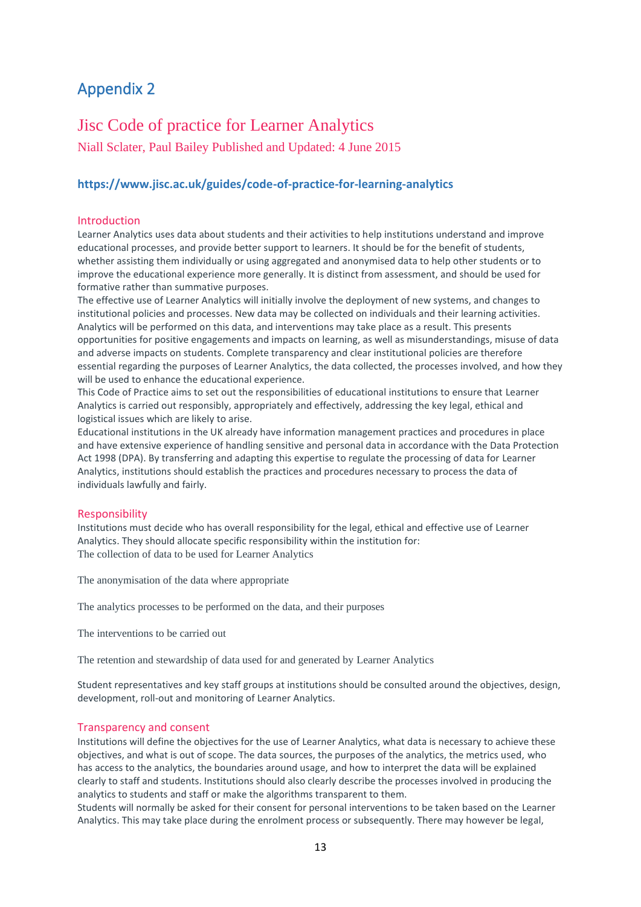# Appendix 2

## Jisc Code of practice for Learner Analytics

Niall Sclater, Paul Bailey Published and Updated: 4 June 2015

**https://www.jisc.ac.uk/guides/code-of-practice-for-learning-analytics**

### Introduction

Learner Analytics uses data about students and their activities to help institutions understand and improve educational processes, and provide better support to learners. It should be for the benefit of students, whether assisting them individually or using aggregated and anonymised data to help other students or to improve the educational experience more generally. It is distinct from assessment, and should be used for formative rather than summative purposes.

The effective use of Learner Analytics will initially involve the deployment of new systems, and changes to institutional policies and processes. New data may be collected on individuals and their learning activities. Analytics will be performed on this data, and interventions may take place as a result. This presents opportunities for positive engagements and impacts on learning, as well as misunderstandings, misuse of data and adverse impacts on students. Complete transparency and clear institutional policies are therefore essential regarding the purposes of Learner Analytics, the data collected, the processes involved, and how they will be used to enhance the educational experience.

This Code of Practice aims to set out the responsibilities of educational institutions to ensure that Learner Analytics is carried out responsibly, appropriately and effectively, addressing the key legal, ethical and logistical issues which are likely to arise.

Educational institutions in the UK already have information management practices and procedures in place and have extensive experience of handling sensitive and personal data in accordance with the Data Protection Act 1998 (DPA). By transferring and adapting this expertise to regulate the processing of data for Learner Analytics, institutions should establish the practices and procedures necessary to process the data of individuals lawfully and fairly.

### Responsibility

Institutions must decide who has overall responsibility for the legal, ethical and effective use of Learner Analytics. They should allocate specific responsibility within the institution for:

The collection of data to be used for Learner Analytics

The anonymisation of the data where appropriate

The analytics processes to be performed on the data, and their purposes

The interventions to be carried out

The retention and stewardship of data used for and generated by Learner Analytics

Student representatives and key staff groups at institutions should be consulted around the objectives, design, development, roll-out and monitoring of Learner Analytics.

### Transparency and consent

Institutions will define the objectives for the use of Learner Analytics, what data is necessary to achieve these objectives, and what is out of scope. The data sources, the purposes of the analytics, the metrics used, who has access to the analytics, the boundaries around usage, and how to interpret the data will be explained clearly to staff and students. Institutions should also clearly describe the processes involved in producing the analytics to students and staff or make the algorithms transparent to them.

Students will normally be asked for their consent for personal interventions to be taken based on the Learner Analytics. This may take place during the enrolment process or subsequently. There may however be legal,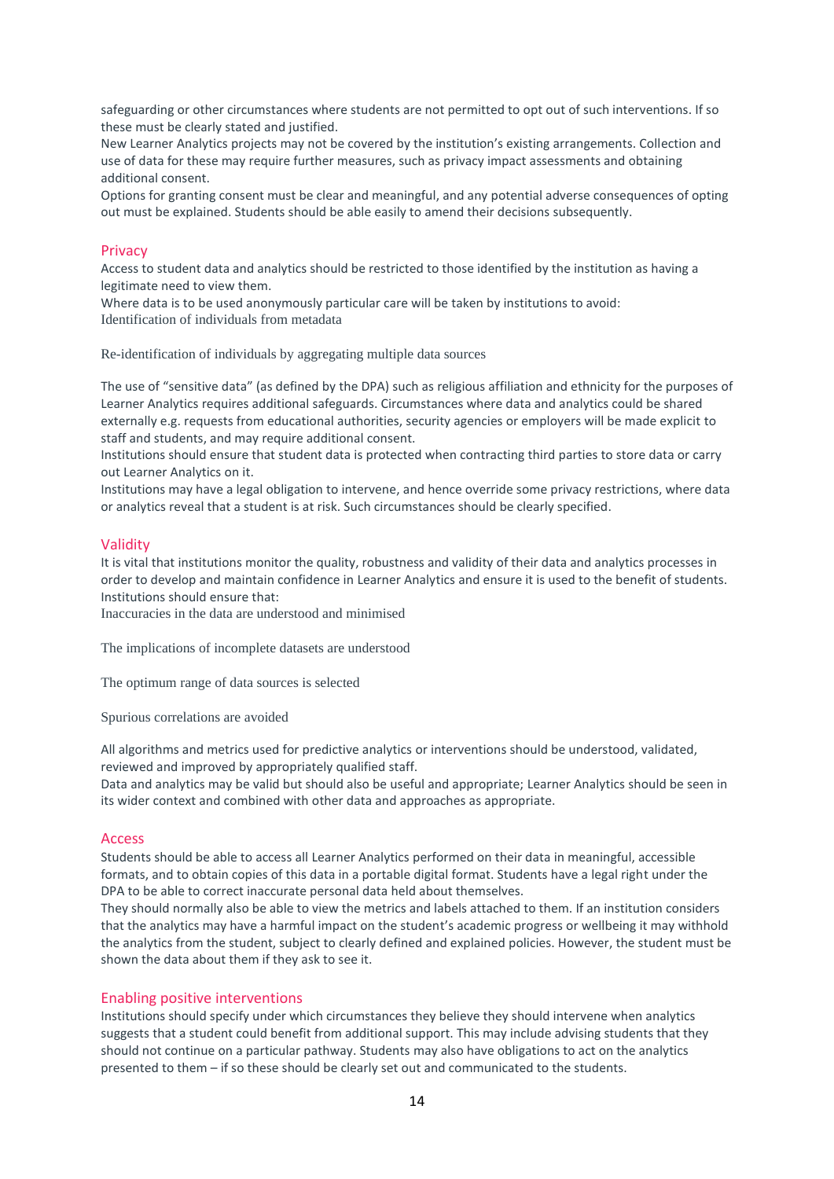safeguarding or other circumstances where students are not permitted to opt out of such interventions. If so these must be clearly stated and justified.

New Learner Analytics projects may not be covered by the institution's existing arrangements. Collection and use of data for these may require further measures, such as privacy impact assessments and obtaining additional consent.

Options for granting consent must be clear and meaningful, and any potential adverse consequences of opting out must be explained. Students should be able easily to amend their decisions subsequently.

## Privacy

Access to student data and analytics should be restricted to those identified by the institution as having a legitimate need to view them.

Where data is to be used anonymously particular care will be taken by institutions to avoid:

- Identification of individuals from metadata
- Re-identification of individuals by aggregating multiple data sources

The use of "sensitive data" (as defined by the DPA) such as religious affiliation and ethnicity for the purposes of Learner Analytics requires additional safeguards. Circumstances where data and analytics could be shared externally e.g. requests from educational authorities, security agencies or employers will be made explicit to staff and students, and may require additional consent.

Institutions should ensure that student data is protected when contracting third parties to store data or carry out Learner Analytics on it.

Institutions may have a legal obligation to intervene, and hence override some privacy restrictions, where data or analytics reveal that a student is at risk. Such circumstances should be clearly specified.

## Validity

It is vital that institutions monitor the quality, robustness and validity of their data and analytics processes in order to develop and maintain confidence in Learner Analytics and ensure it is used to the benefit of students. Institutions should ensure that:

- Inaccuracies in the data are understood and minimised
- The implications of incomplete datasets are understood
- The optimum range of data sources is selected
- Spurious correlations are avoided

All algorithms and metrics used for predictive analytics or interventions should be understood, validated, reviewed and improved by appropriately qualified staff.

Data and analytics may be valid but should also be useful and appropriate; Learner Analytics should be seen in its wider context and combined with other data and approaches as appropriate.

## Access

Students should be able to access all Learner Analytics performed on their data in meaningful, accessible formats, and to obtain copies of this data in a portable digital format. Students have a legal right under the DPA to be able to correct inaccurate personal data held about themselves.

They should normally also be able to view the metrics and labels attached to them. If an institution considers that the analytics may have a harmful impact on the student's academic progress or wellbeing it may withhold the analytics from the student, subject to clearly defined and explained policies. However, the student must be shown the data about them if they ask to see it.

## Enabling positive interventions

Institutions should specify under which circumstances they believe they should intervene when analytics suggests that a student could benefit from additional support. This may include advising students that they should not continue on a particular pathway. Students may also have obligations to act on the analytics presented to them – if so these should be clearly set out and communicated to the students.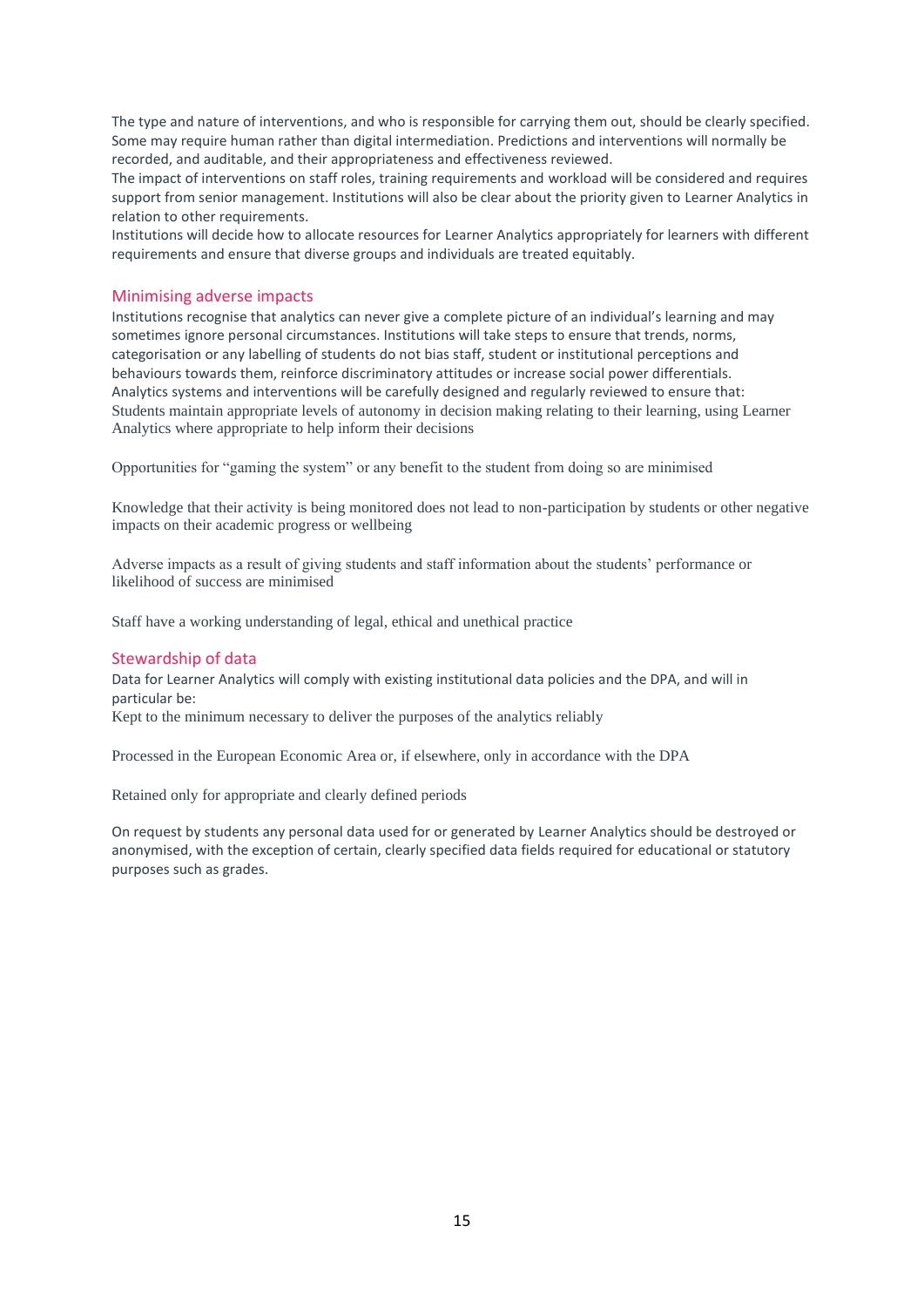The type and nature of interventions, and who is responsible for carrying them out, should be clearly specified. Some may require human rather than digital intermediation. Predictions and interventions will normally be recorded, and auditable, and their appropriateness and effectiveness reviewed.

The impact of interventions on staff roles, training requirements and workload will be considered and requires support from senior management. Institutions will also be clear about the priority given to Learner Analytics in relation to other requirements.

Institutions will decide how to allocate resources for Learner Analytics appropriately for learners with different requirements and ensure that diverse groups and individuals are treated equitably.

## Minimising adverse impacts

Institutions recognise that analytics can never give a complete picture of an individual's learning and may sometimes ignore personal circumstances. Institutions will take steps to ensure that trends, norms, categorisation or any labelling of students do not bias staff, student or institutional perceptions and behaviours towards them, reinforce discriminatory attitudes or increase social power differentials.

Analytics systems and interventions will be carefully designed and regularly reviewed to ensure that:

Students maintain appropriate levels of autonomy in decision making relating to their learning, using Learner Analytics where appropriate to help inform their decisions

Opportunities for "gaming the system" or any benefit to the student from doing so are minimised

Knowledge that their activity is being monitored does not lead to non-participation by students or other negative impacts on their academic progress or wellbeing

Adverse impacts as a result of giving students and staff information about the students' performance or likelihood of success are minimised

Staff have a working understanding of legal, ethical and unethical practice

## Stewardship of data

Data for Learner Analytics will comply with existing institutional data policies and the DPA, and will in particular be:

Kept to the minimum necessary to deliver the purposes of the analytics reliably

Processed in the European Economic Area or, if elsewhere, only in accordance with the DPA

Retained only for appropriate and clearly defined periods

On request by students any personal data used for or generated by Learner Analytics should be destroyed or anonymised, with the exception of certain, clearly specified data fields required for educational or statutory purposes such as grades.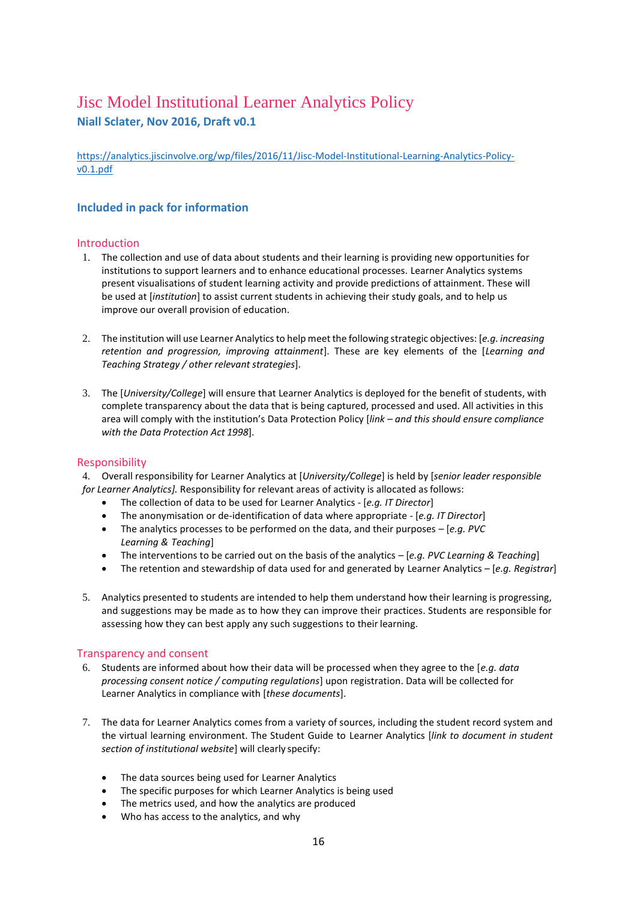# Jisc Model Institutional Learner Analytics Policy

**Niall Sclater, Nov 2016, Draft v0.1**

https://analytics.jiscinvolve.org/wp/files/2016/11/Jisc-Model-Institutional-Learning-Analytics-Policy-v0.1.pdf

## Included in pack for information

### Introduction

1. The collection and use of data about students and their learning is providing new opportunities for institutions to support learners and to enhance educational processes. Learner Analytics systems present visualisations of student learning activity and provide predictions of attainment. These will be used at [*institution*] to assist current students in achieving their study goals, and to help us improve our overall provision of education.

2. The institution will use Learner Analytics to help meet the following strategic objectives: [*e.g. increasing retention and progression, improving attainment*]. These are key elements of the [*Learning and Teaching Strategy / other relevant strategies*].

3. The [*University/College*] will ensure that Learner Analytics is deployed for the benefit of students, with complete transparency about the data that is being captured, processed and used. All activities in this area will comply with the institution's Data Protection Policy [*link – and this should ensure compliance with the Data Protection Act 1998*].

### Responsibility

4. Overall responsibility for Learner Analytics at [*University/College*] is held by [*senior leader responsible for Learner Analytics].* Responsibility for relevant areas of activity is allocated as follows:
   - The collection of data to be used for Learner Analytics - [*e.g. IT Director*]
   - The anonymisation or de-identification of data where appropriate - [*e.g. IT Director*]
   - The analytics processes to be performed on the data, and their purposes – [*e.g. PVC Learning & Teaching*]
   - The interventions to be carried out on the basis of the analytics – [*e.g. PVC Learning & Teaching*]
   - The retention and stewardship of data used for and generated by Learner Analytics – [*e.g. Registrar*]

5. Analytics presented to students are intended to help them understand how their learning is progressing, and suggestions may be made as to how they can improve their practices. Students are responsible for assessing how they can best apply any such suggestions to their learning.

### Transparency and consent

6. Students are informed about how their data will be processed when they agree to the [*e.g. data processing consent notice / computing regulations*] upon registration. Data will be collected for Learner Analytics in compliance with [*these documents*].

7. The data for Learner Analytics comes from a variety of sources, including the student record system and the virtual learning environment. The Student Guide to Learner Analytics [*link to document in student section of institutional website*] will clearly specify:
   - The data sources being used for Learner Analytics
   - The specific purposes for which Learner Analytics is being used
   - The metrics used, and how the analytics are produced
   - Who has access to the analytics, and why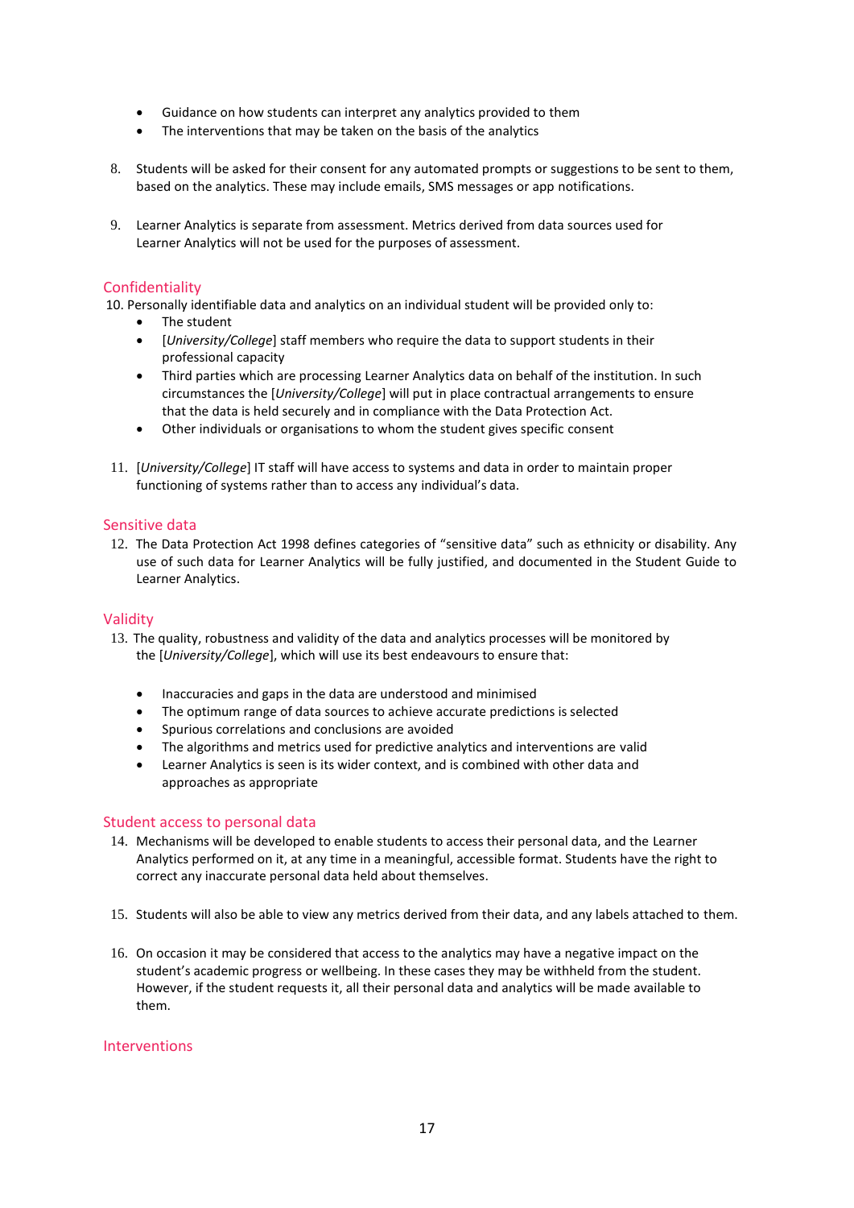- Guidance on how students can interpret any analytics provided to them
- The interventions that may be taken on the basis of the analytics

8. Students will be asked for their consent for any automated prompts or suggestions to be sent to them, based on the analytics. These may include emails, SMS messages or app notifications.

9. Learner Analytics is separate from assessment. Metrics derived from data sources used for Learner Analytics will not be used for the purposes of assessment.

## Confidentiality

10. Personally identifiable data and analytics on an individual student will be provided only to:
    - The student
    - [*University/College*] staff members who require the data to support students in their professional capacity
    - Third parties which are processing Learner Analytics data on behalf of the institution. In such circumstances the [*University/College*] will put in place contractual arrangements to ensure that the data is held securely and in compliance with the Data Protection Act.
    - Other individuals or organisations to whom the student gives specific consent

11. [*University/College*] IT staff will have access to systems and data in order to maintain proper functioning of systems rather than to access any individual's data.

## Sensitive data

12. The Data Protection Act 1998 defines categories of "sensitive data" such as ethnicity or disability. Any use of such data for Learner Analytics will be fully justified, and documented in the Student Guide to Learner Analytics.

## Validity

13. The quality, robustness and validity of the data and analytics processes will be monitored by the [*University/College*], which will use its best endeavours to ensure that:

    - Inaccuracies and gaps in the data are understood and minimised
    - The optimum range of data sources to achieve accurate predictions is selected
    - Spurious correlations and conclusions are avoided
    - The algorithms and metrics used for predictive analytics and interventions are valid
    - Learner Analytics is seen is its wider context, and is combined with other data and approaches as appropriate

## Student access to personal data

14. Mechanisms will be developed to enable students to access their personal data, and the Learner Analytics performed on it, at any time in a meaningful, accessible format. Students have the right to correct any inaccurate personal data held about themselves.

15. Students will also be able to view any metrics derived from their data, and any labels attached to them.

16. On occasion it may be considered that access to the analytics may have a negative impact on the student's academic progress or wellbeing. In these cases they may be withheld from the student. However, if the student requests it, all their personal data and analytics will be made available to them.

## Interventions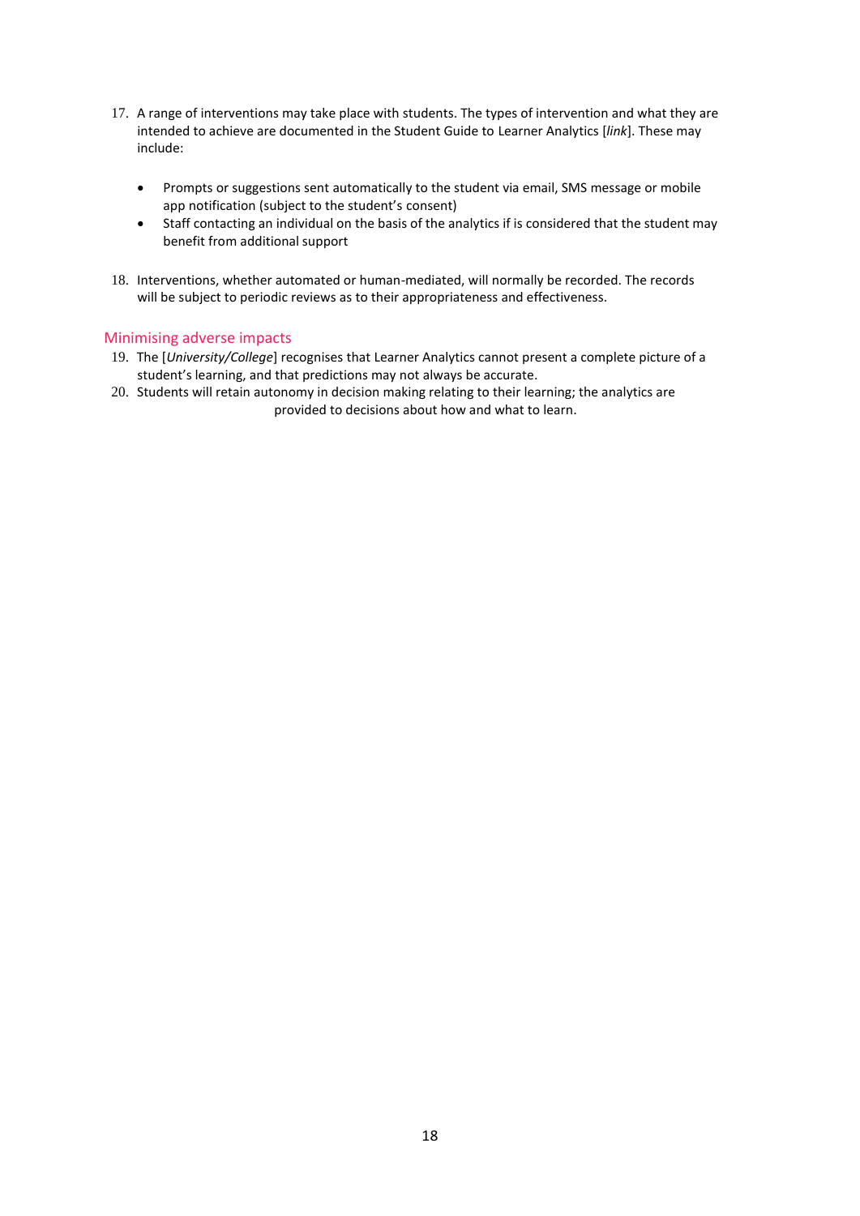17. A range of interventions may take place with students. The types of intervention and what they are intended to achieve are documented in the Student Guide to Learner Analytics [*link*]. These may include:

    - Prompts or suggestions sent automatically to the student via email, SMS message or mobile app notification (subject to the student's consent)
    - Staff contacting an individual on the basis of the analytics if is considered that the student may benefit from additional support

18. Interventions, whether automated or human-mediated, will normally be recorded. The records will be subject to periodic reviews as to their appropriateness and effectiveness.

## Minimising adverse impacts

19. The [*University/College*] recognises that Learner Analytics cannot present a complete picture of a student's learning, and that predictions may not always be accurate.
20. Students will retain autonomy in decision making relating to their learning; the analytics are provided to decisions about how and what to learn.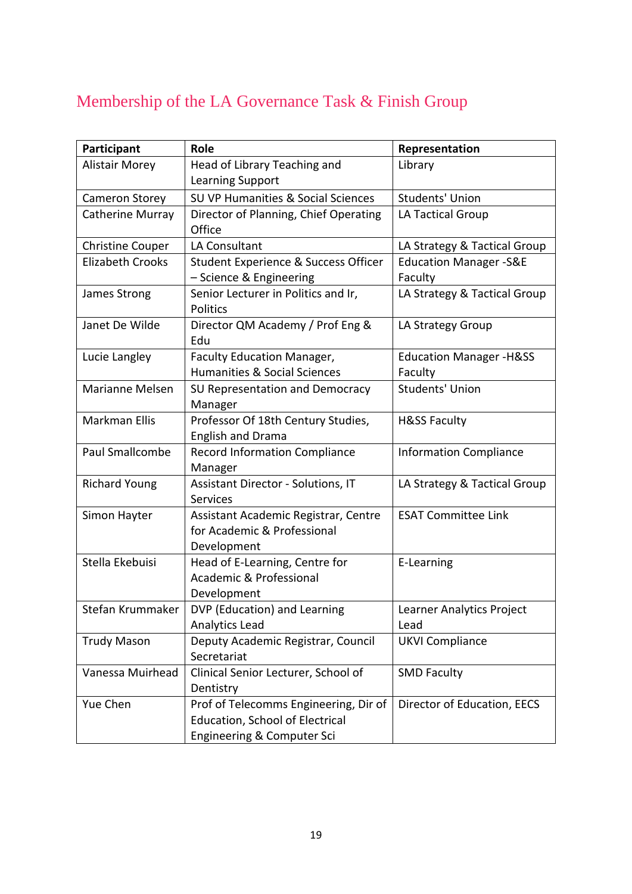## Membership of the LA Governance Task & Finish Group

| Participant | Role | Representation |
|---|---|---|
| Alistair Morey | Head of Library Teaching and Learning Support | Library |
| Cameron Storey | SU VP Humanities & Social Sciences | Students' Union |
| Catherine Murray | Director of Planning, Chief Operating Office | LA Tactical Group |
| Christine Couper | LA Consultant | LA Strategy & Tactical Group |
| Elizabeth Crooks | Student Experience & Success Officer – Science & Engineering | Education Manager -S&E Faculty |
| James Strong | Senior Lecturer in Politics and Ir, Politics | LA Strategy & Tactical Group |
| Janet De Wilde | Director QM Academy / Prof Eng & Edu | LA Strategy Group |
| Lucie Langley | Faculty Education Manager, Humanities & Social Sciences | Education Manager -H&SS Faculty |
| Marianne Melsen | SU Representation and Democracy Manager | Students' Union |
| Markman Ellis | Professor Of 18th Century Studies, English and Drama | H&SS Faculty |
| Paul Smallcombe | Record Information Compliance Manager | Information Compliance |
| Richard Young | Assistant Director - Solutions, IT Services | LA Strategy & Tactical Group |
| Simon Hayter | Assistant Academic Registrar, Centre for Academic & Professional Development | ESAT Committee Link |
| Stella Ekebuisi | Head of E-Learning, Centre for Academic & Professional Development | E-Learning |
| Stefan Krummaker | DVP (Education) and Learning Analytics Lead | Learner Analytics Project Lead |
| Trudy Mason | Deputy Academic Registrar, Council Secretariat | UKVI Compliance |
| Vanessa Muirhead | Clinical Senior Lecturer, School of Dentistry | SMD Faculty |
| Yue Chen | Prof of Telecomms Engineering, Dir of Education, School of Electrical Engineering & Computer Sci | Director of Education, EECS |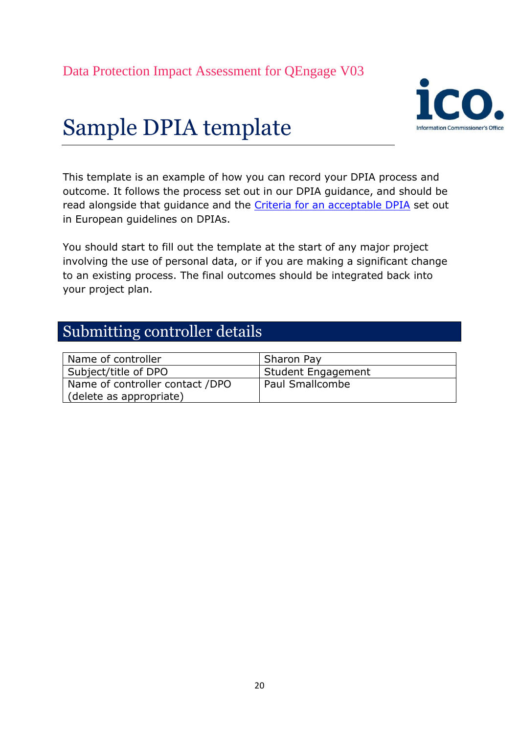Data Protection Impact Assessment for QEngage V03

# Sample DPIA template

This template is an example of how you can record your DPIA process and outcome. It follows the process set out in our DPIA guidance, and should be read alongside that guidance and the Criteria for an acceptable DPIA set out in European guidelines on DPIAs.

You should start to fill out the template at the start of any major project involving the use of personal data, or if you are making a significant change to an existing process. The final outcomes should be integrated back into your project plan.

## Submitting controller details

| | |
|---|---|
| Name of controller | Sharon Pay |
| Subject/title of DPO | Student Engagement |
| Name of controller contact /DPO (delete as appropriate) | Paul Smallcombe |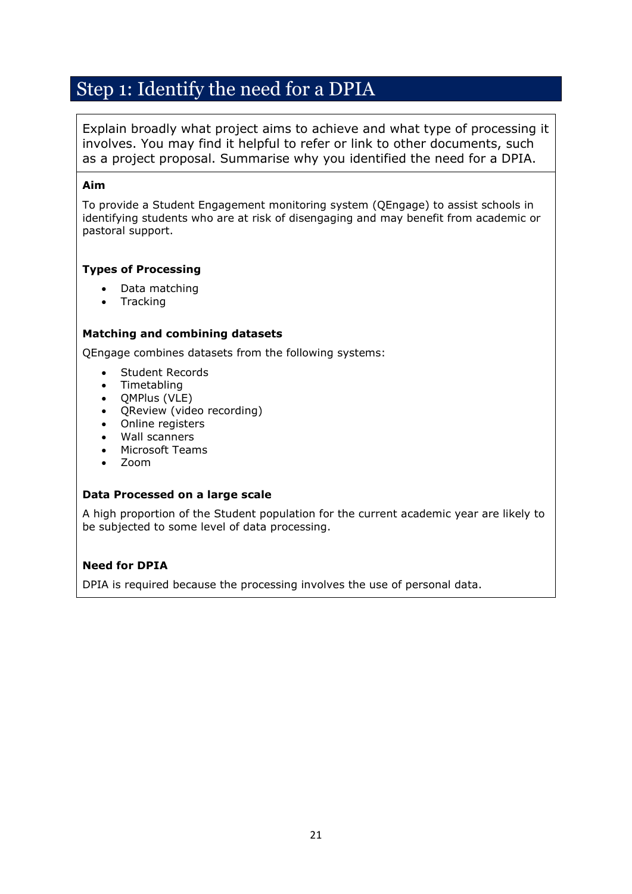# Step 1: Identify the need for a DPIA

Explain broadly what project aims to achieve and what type of processing it involves. You may find it helpful to refer or link to other documents, such as a project proposal. Summarise why you identified the need for a DPIA.

**Aim**

To provide a Student Engagement monitoring system (QEngage) to assist schools in identifying students who are at risk of disengaging and may benefit from academic or pastoral support.

**Types of Processing**

- Data matching
- Tracking

**Matching and combining datasets**

QEngage combines datasets from the following systems:

- Student Records
- Timetabling
- QMPlus (VLE)
- QReview (video recording)
- Online registers
- Wall scanners
- Microsoft Teams
- Zoom

**Data Processed on a large scale**

A high proportion of the Student population for the current academic year are likely to be subjected to some level of data processing.

**Need for DPIA**

DPIA is required because the processing involves the use of personal data.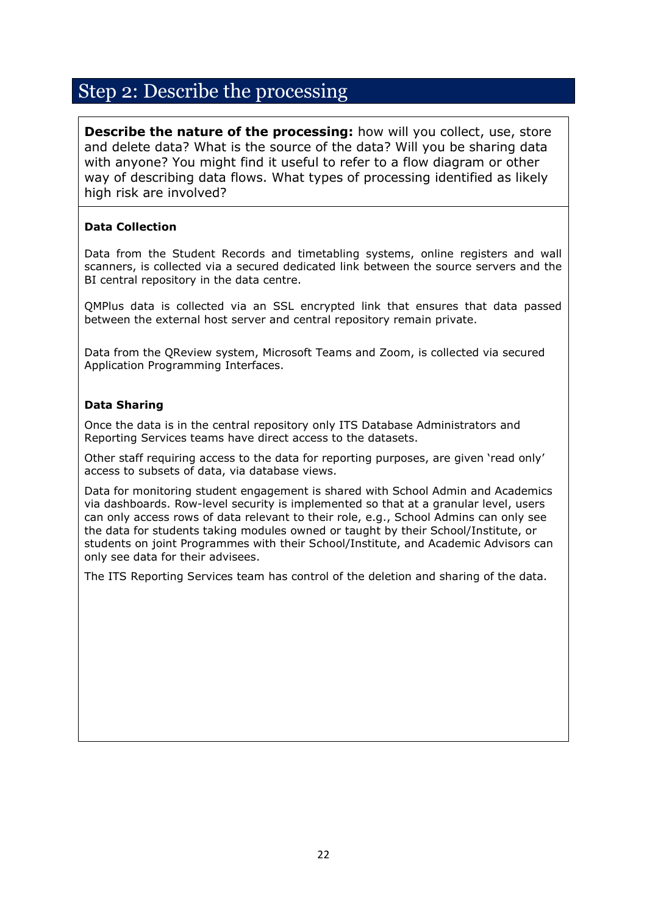# Step 2: Describe the processing

**Describe the nature of the processing:** how will you collect, use, store and delete data? What is the source of the data? Will you be sharing data with anyone? You might find it useful to refer to a flow diagram or other way of describing data flows. What types of processing identified as likely high risk are involved?

**Data Collection**

Data from the Student Records and timetabling systems, online registers and wall scanners, is collected via a secured dedicated link between the source servers and the BI central repository in the data centre.

QMPlus data is collected via an SSL encrypted link that ensures that data passed between the external host server and central repository remain private.

Data from the QReview system, Microsoft Teams and Zoom, is collected via secured Application Programming Interfaces.

**Data Sharing**

Once the data is in the central repository only ITS Database Administrators and Reporting Services teams have direct access to the datasets.

Other staff requiring access to the data for reporting purposes, are given 'read only' access to subsets of data, via database views.

Data for monitoring student engagement is shared with School Admin and Academics via dashboards. Row-level security is implemented so that at a granular level, users can only access rows of data relevant to their role, e.g., School Admins can only see the data for students taking modules owned or taught by their School/Institute, or students on joint Programmes with their School/Institute, and Academic Advisors can only see data for their advisees.

The ITS Reporting Services team has control of the deletion and sharing of the data.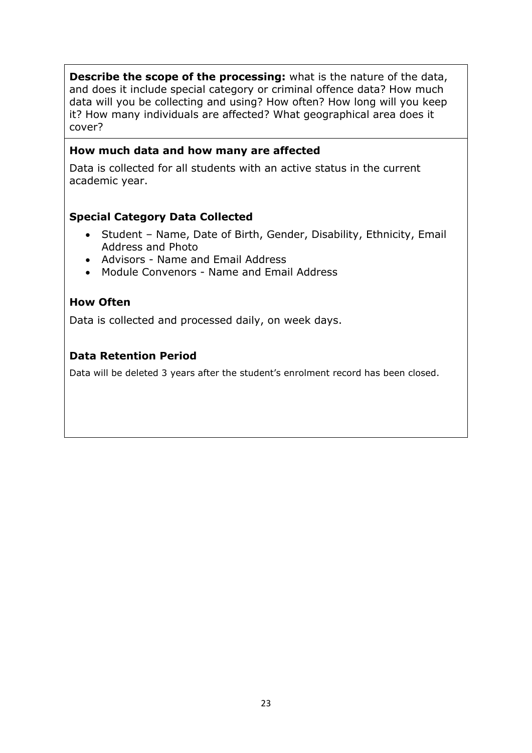**Describe the scope of the processing:** what is the nature of the data, and does it include special category or criminal offence data? How much data will you be collecting and using? How often? How long will you keep it? How many individuals are affected? What geographical area does it cover?

### How much data and how many are affected

Data is collected for all students with an active status in the current academic year.

### Special Category Data Collected

- Student – Name, Date of Birth, Gender, Disability, Ethnicity, Email Address and Photo
- Advisors - Name and Email Address
- Module Convenors - Name and Email Address

### How Often

Data is collected and processed daily, on week days.

### Data Retention Period

Data will be deleted 3 years after the student's enrolment record has been closed.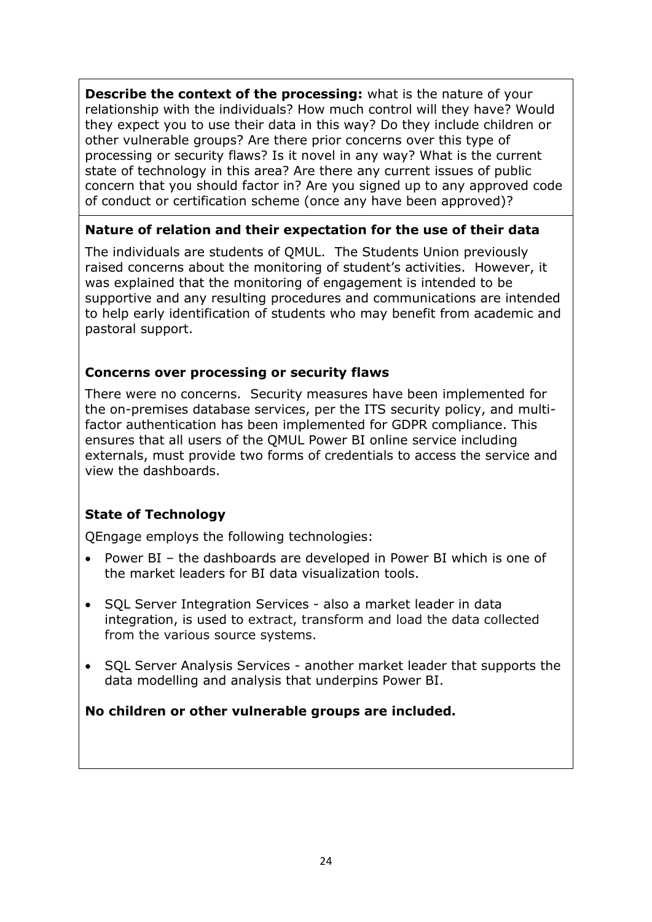**Describe the context of the processing:** what is the nature of your relationship with the individuals? How much control will they have? Would they expect you to use their data in this way? Do they include children or other vulnerable groups? Are there prior concerns over this type of processing or security flaws? Is it novel in any way? What is the current state of technology in this area? Are there any current issues of public concern that you should factor in? Are you signed up to any approved code of conduct or certification scheme (once any have been approved)?

**Nature of relation and their expectation for the use of their data**

The individuals are students of QMUL. The Students Union previously raised concerns about the monitoring of student's activities. However, it was explained that the monitoring of engagement is intended to be supportive and any resulting procedures and communications are intended to help early identification of students who may benefit from academic and pastoral support.

**Concerns over processing or security flaws**

There were no concerns. Security measures have been implemented for the on-premises database services, per the ITS security policy, and multi-factor authentication has been implemented for GDPR compliance. This ensures that all users of the QMUL Power BI online service including externals, must provide two forms of credentials to access the service and view the dashboards.

**State of Technology**

QEngage employs the following technologies:

- Power BI – the dashboards are developed in Power BI which is one of the market leaders for BI data visualization tools.
- SQL Server Integration Services - also a market leader in data integration, is used to extract, transform and load the data collected from the various source systems.
- SQL Server Analysis Services - another market leader that supports the data modelling and analysis that underpins Power BI.

**No children or other vulnerable groups are included.**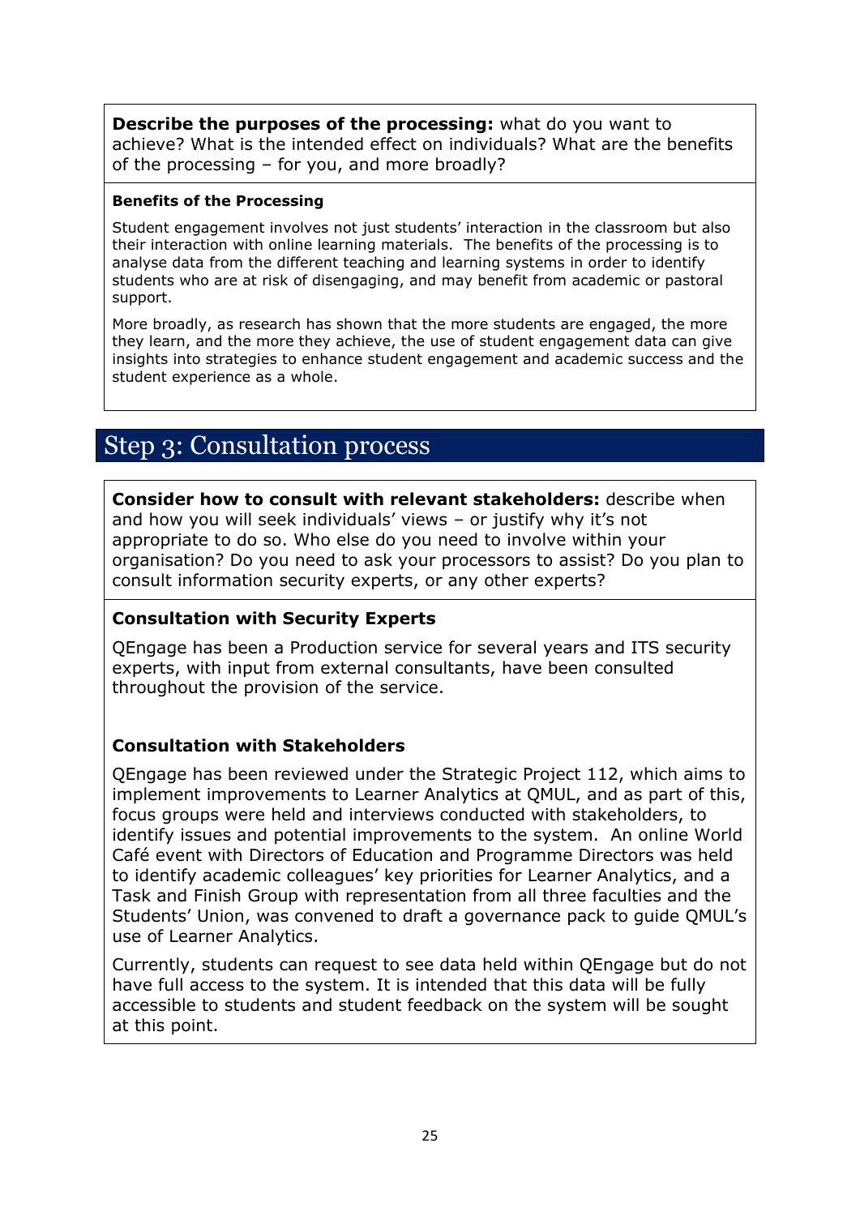**Describe the purposes of the processing:** what do you want to achieve? What is the intended effect on individuals? What are the benefits of the processing – for you, and more broadly?

**Benefits of the Processing**

Student engagement involves not just students' interaction in the classroom but also their interaction with online learning materials. The benefits of the processing is to analyse data from the different teaching and learning systems in order to identify students who are at risk of disengaging, and may benefit from academic or pastoral support.

More broadly, as research has shown that the more students are engaged, the more they learn, and the more they achieve, the use of student engagement data can give insights into strategies to enhance student engagement and academic success and the student experience as a whole.

## Step 3: Consultation process

**Consider how to consult with relevant stakeholders:** describe when and how you will seek individuals' views – or justify why it's not appropriate to do so. Who else do you need to involve within your organisation? Do you need to ask your processors to assist? Do you plan to consult information security experts, or any other experts?

**Consultation with Security Experts**

QEngage has been a Production service for several years and ITS security experts, with input from external consultants, have been consulted throughout the provision of the service.

**Consultation with Stakeholders**

QEngage has been reviewed under the Strategic Project 112, which aims to implement improvements to Learner Analytics at QMUL, and as part of this, focus groups were held and interviews conducted with stakeholders, to identify issues and potential improvements to the system. An online World Café event with Directors of Education and Programme Directors was held to identify academic colleagues' key priorities for Learner Analytics, and a Task and Finish Group with representation from all three faculties and the Students' Union, was convened to draft a governance pack to guide QMUL's use of Learner Analytics.

Currently, students can request to see data held within QEngage but do not have full access to the system. It is intended that this data will be fully accessible to students and student feedback on the system will be sought at this point.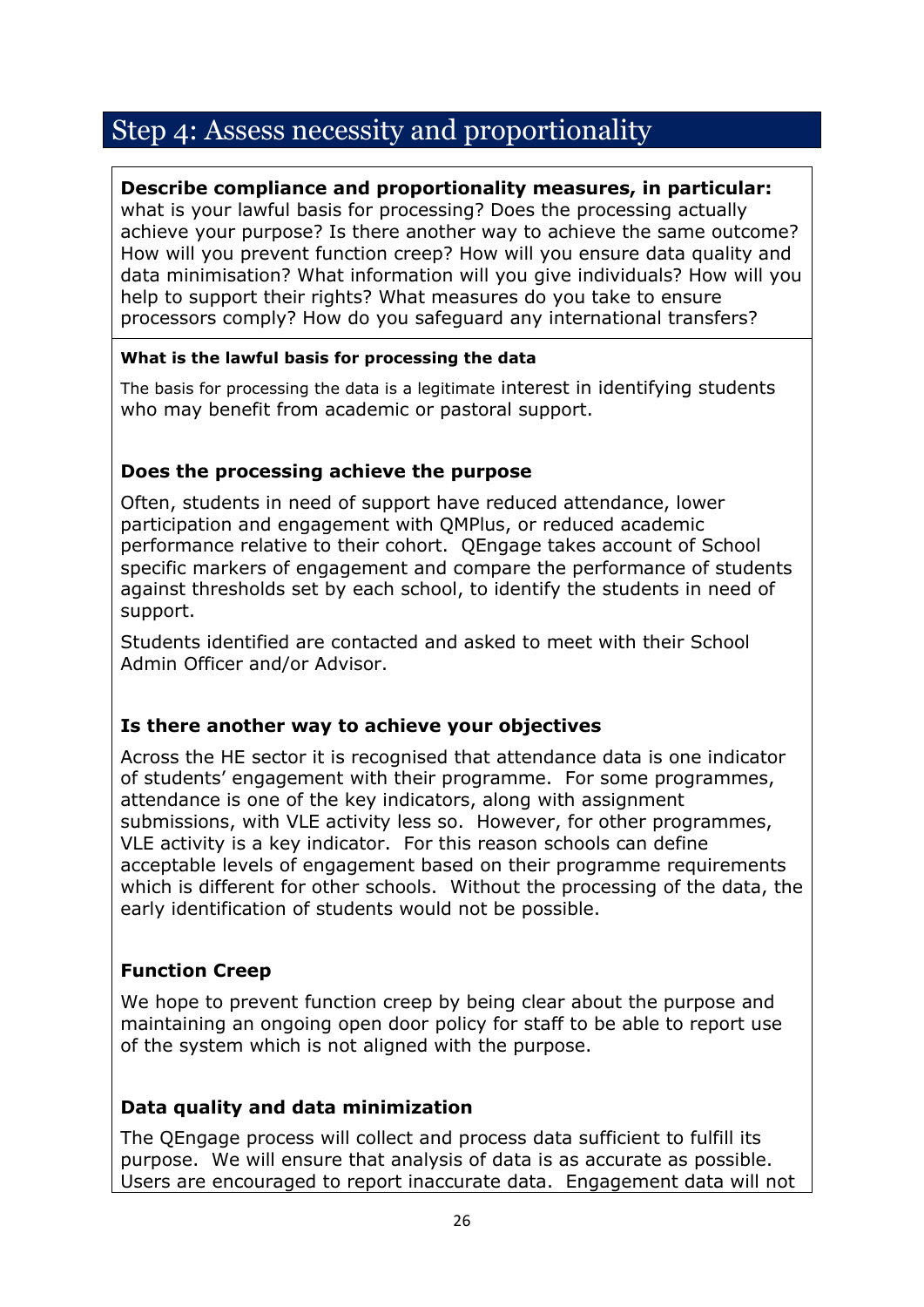## Step 4: Assess necessity and proportionality

**Describe compliance and proportionality measures, in particular:** what is your lawful basis for processing? Does the processing actually achieve your purpose? Is there another way to achieve the same outcome? How will you prevent function creep? How will you ensure data quality and data minimisation? What information will you give individuals? How will you help to support their rights? What measures do you take to ensure processors comply? How do you safeguard any international transfers?

**What is the lawful basis for processing the data**

The basis for processing the data is a legitimate interest in identifying students who may benefit from academic or pastoral support.

**Does the processing achieve the purpose**

Often, students in need of support have reduced attendance, lower participation and engagement with QMPlus, or reduced academic performance relative to their cohort. QEngage takes account of School specific markers of engagement and compare the performance of students against thresholds set by each school, to identify the students in need of support.

Students identified are contacted and asked to meet with their School Admin Officer and/or Advisor.

**Is there another way to achieve your objectives**

Across the HE sector it is recognised that attendance data is one indicator of students' engagement with their programme. For some programmes, attendance is one of the key indicators, along with assignment submissions, with VLE activity less so. However, for other programmes, VLE activity is a key indicator. For this reason schools can define acceptable levels of engagement based on their programme requirements which is different for other schools. Without the processing of the data, the early identification of students would not be possible.

**Function Creep**

We hope to prevent function creep by being clear about the purpose and maintaining an ongoing open door policy for staff to be able to report use of the system which is not aligned with the purpose.

**Data quality and data minimization**

The QEngage process will collect and process data sufficient to fulfill its purpose. We will ensure that analysis of data is as accurate as possible. Users are encouraged to report inaccurate data. Engagement data will not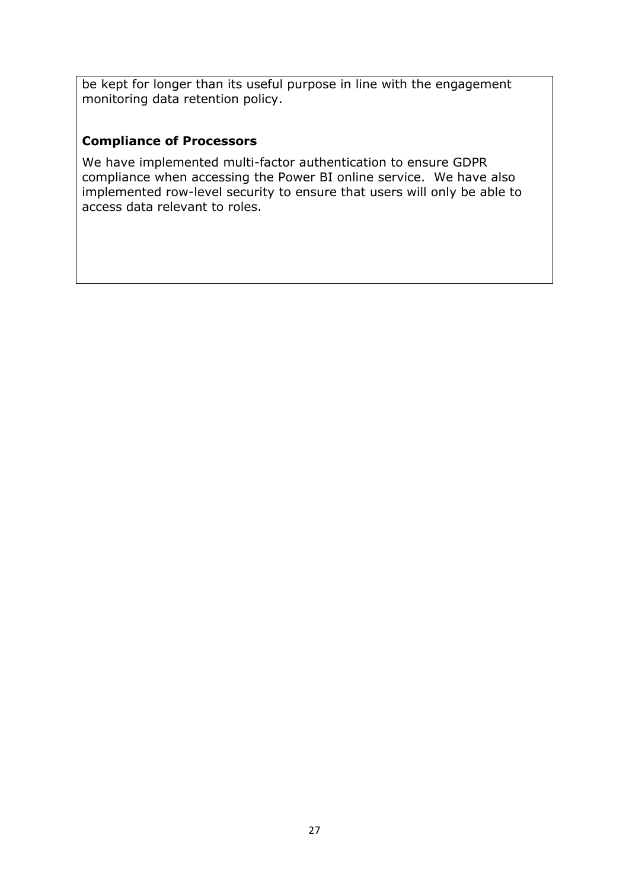be kept for longer than its useful purpose in line with the engagement monitoring data retention policy.

**Compliance of Processors**

We have implemented multi-factor authentication to ensure GDPR compliance when accessing the Power BI online service. We have also implemented row-level security to ensure that users will only be able to access data relevant to roles.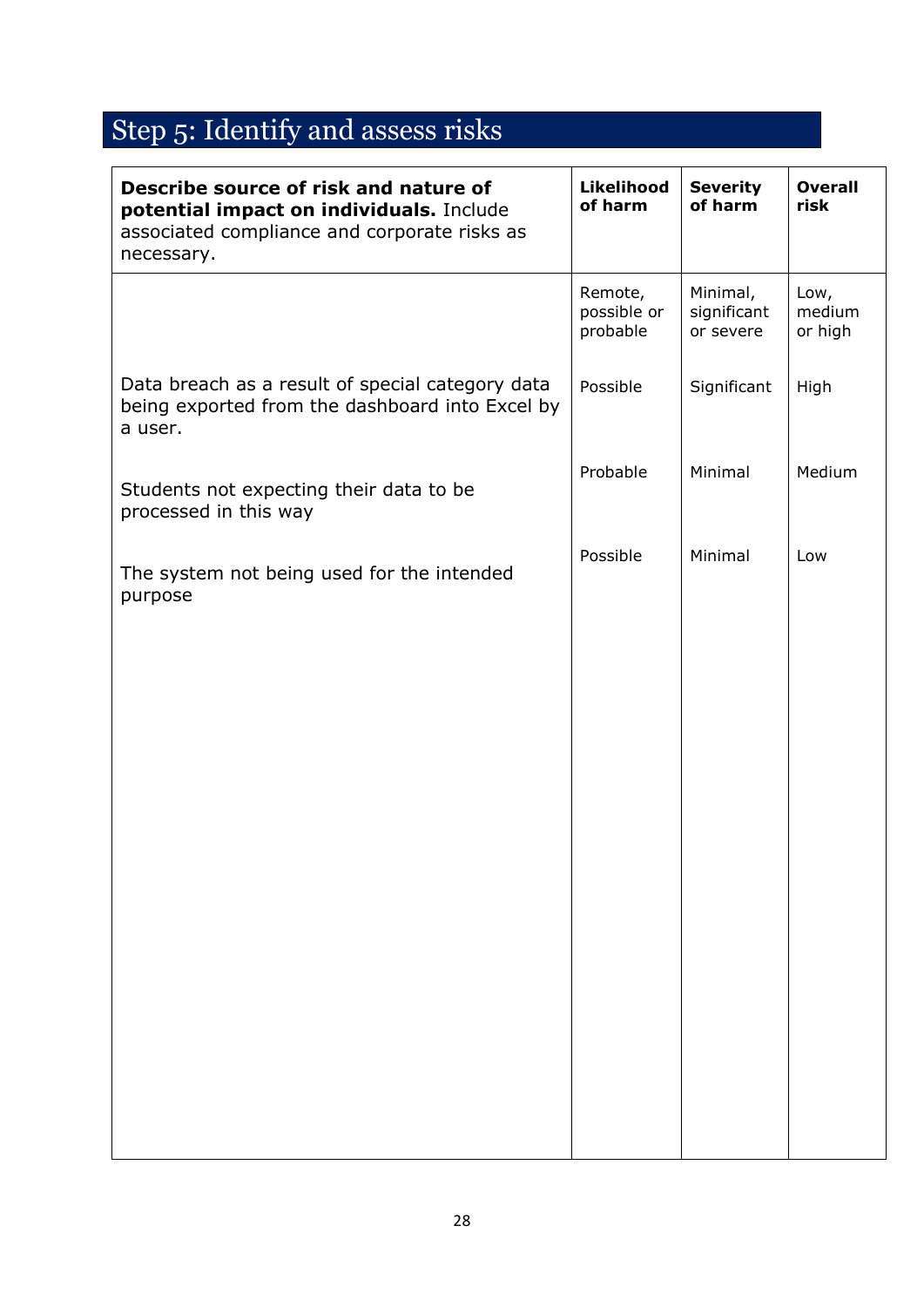## Step 5: Identify and assess risks

| **Describe source of risk and nature of potential impact on individuals.** Include associated compliance and corporate risks as necessary. | **Likelihood of harm** | **Severity of harm** | **Overall risk** |
|---|---|---|---|
| | Remote, possible or probable | Minimal, significant or severe | Low, medium or high |
| Data breach as a result of special category data being exported from the dashboard into Excel by a user. | Possible | Significant | High |
| Students not expecting their data to be processed in this way | Probable | Minimal | Medium |
| The system not being used for the intended purpose | Possible | Minimal | Low |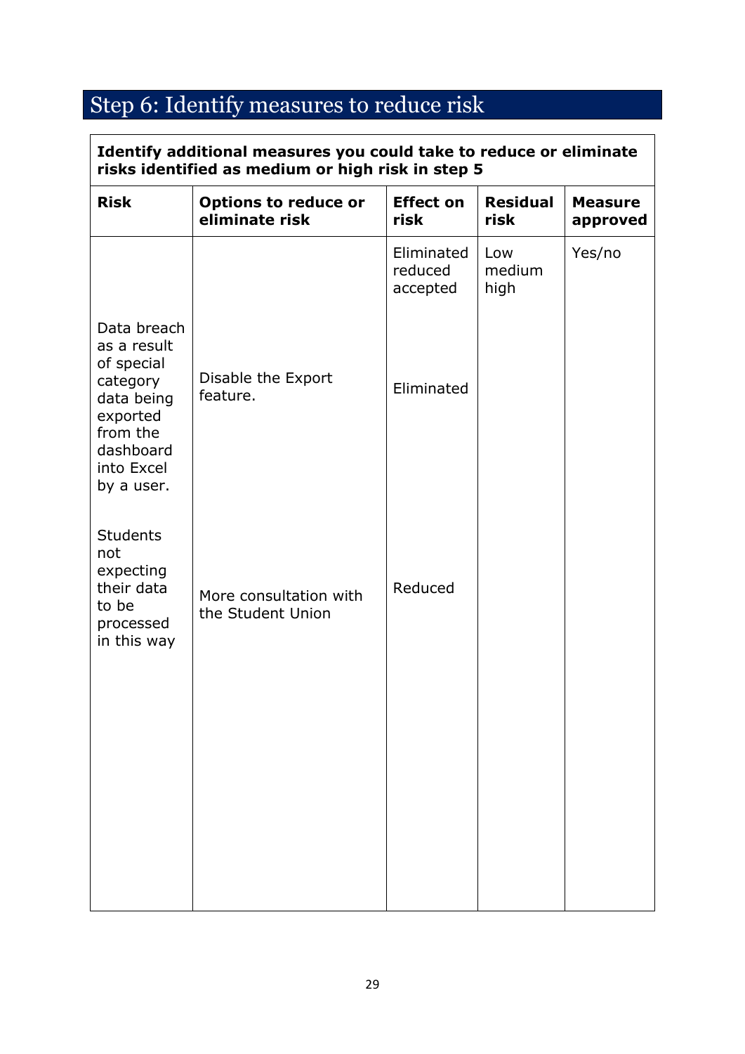## Step 6: Identify measures to reduce risk

| Identify additional measures you could take to reduce or eliminate risks identified as medium or high risk in step 5 | | | | |
|---|---|---|---|---|
| **Risk** | **Options to reduce or eliminate risk** | **Effect on risk** | **Residual risk** | **Measure approved** |
| | | Eliminated reduced accepted | Low medium high | Yes/no |
| Data breach as a result of special category data being exported from the dashboard into Excel by a user. | Disable the Export feature. | Eliminated | | |
| Students not expecting their data to be processed in this way | More consultation with the Student Union | Reduced | | |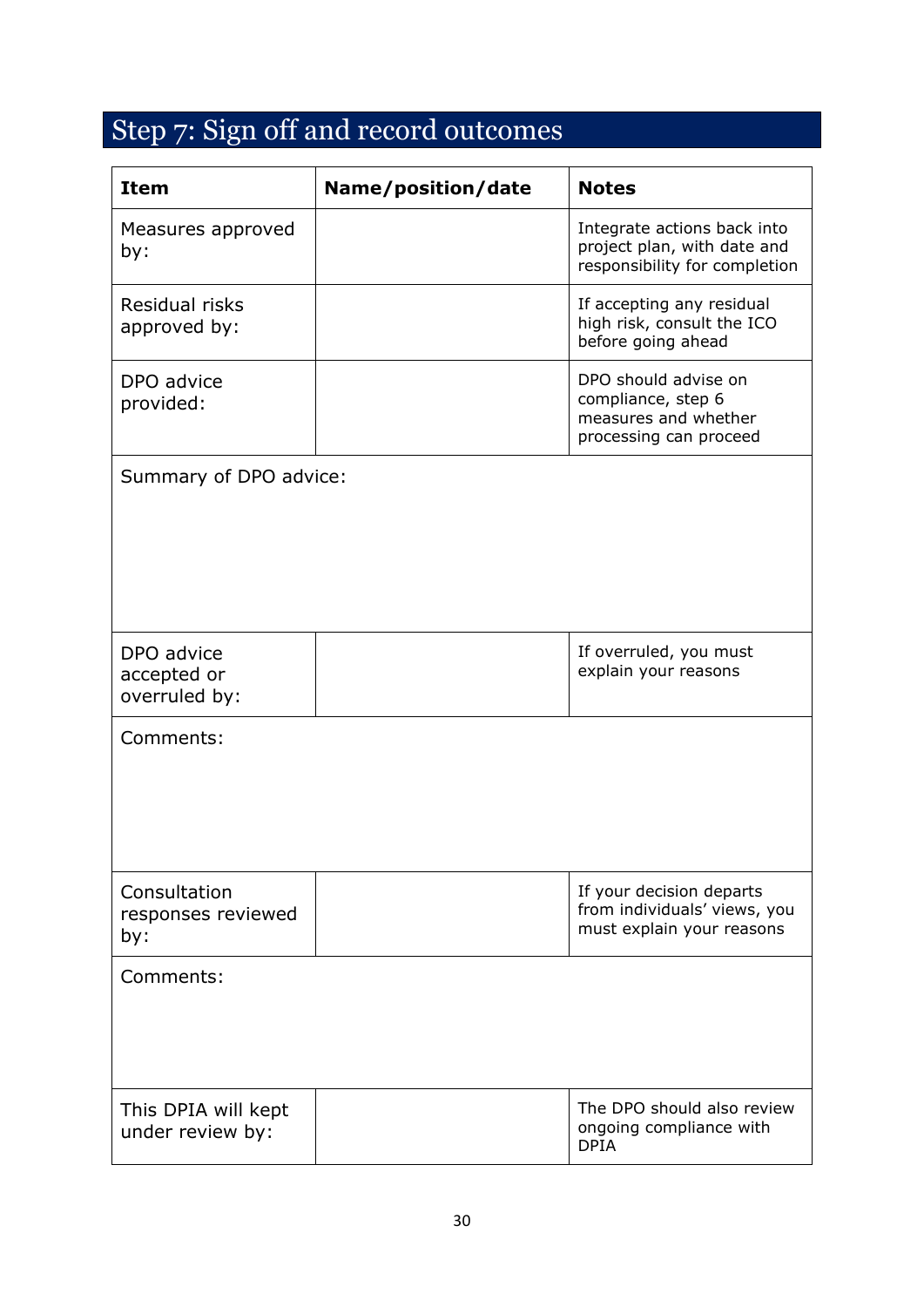## Step 7: Sign off and record outcomes

| Item | Name/position/date | Notes |
|---|---|---|
| Measures approved by: | | Integrate actions back into project plan, with date and responsibility for completion |
| Residual risks approved by: | | If accepting any residual high risk, consult the ICO before going ahead |
| DPO advice provided: | | DPO should advise on compliance, step 6 measures and whether processing can proceed |
| Summary of DPO advice: | | |
| DPO advice accepted or overruled by: | | If overruled, you must explain your reasons |
| Comments: | | |
| Consultation responses reviewed by: | | If your decision departs from individuals' views, you must explain your reasons |
| Comments: | | |
| This DPIA will kept under review by: | | The DPO should also review ongoing compliance with DPIA |